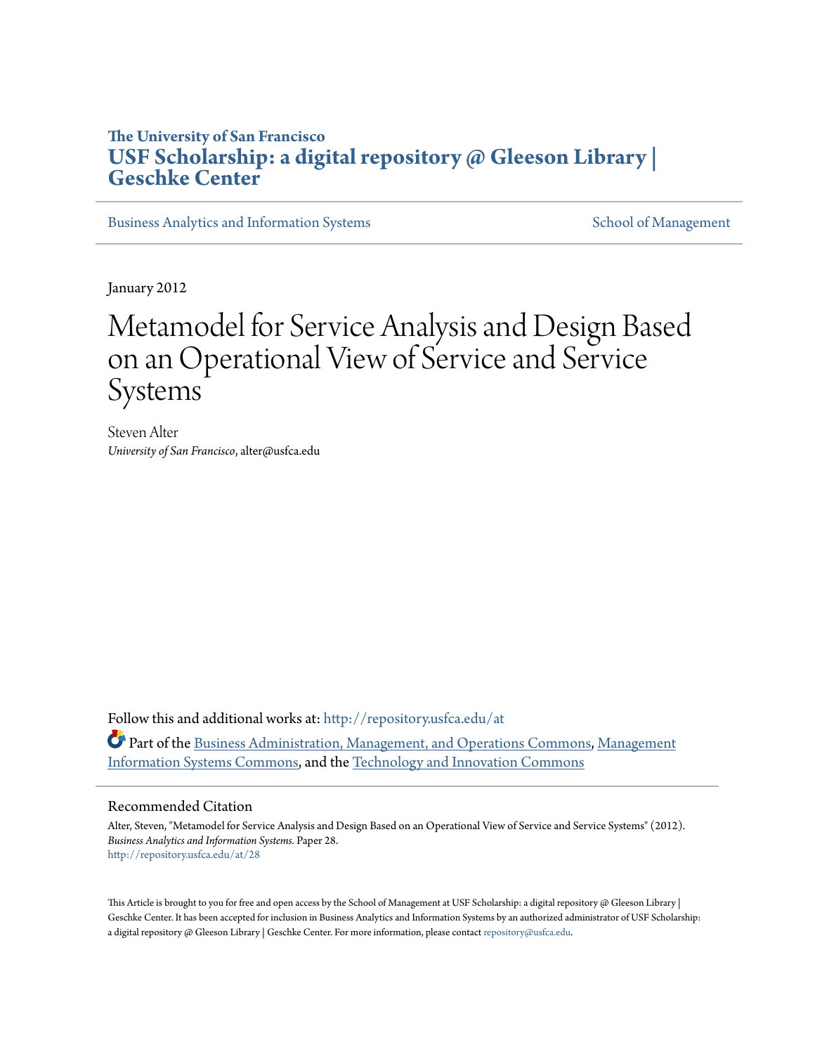**The University of San Francisco**
**USF Scholarship: a digital repository @ Gleeson Library | Geschke Center**

Business Analytics and Information Systems | School of Management

January 2012

# Metamodel for Service Analysis and Design Based on an Operational View of Service and Service Systems

Steven Alter
*University of San Francisco*, alter@usfca.edu

Follow this and additional works at: http://repository.usfca.edu/at

Part of the Business Administration, Management, and Operations Commons, Management Information Systems Commons, and the Technology and Innovation Commons

## Recommended Citation

Alter, Steven, "Metamodel for Service Analysis and Design Based on an Operational View of Service and Service Systems" (2012). *Business Analytics and Information Systems.* Paper 28.
http://repository.usfca.edu/at/28

This Article is brought to you for free and open access by the School of Management at USF Scholarship: a digital repository @ Gleeson Library | Geschke Center. It has been accepted for inclusion in Business Analytics and Information Systems by an authorized administrator of USF Scholarship: a digital repository @ Gleeson Library | Geschke Center. For more information, please contact repository@usfca.edu.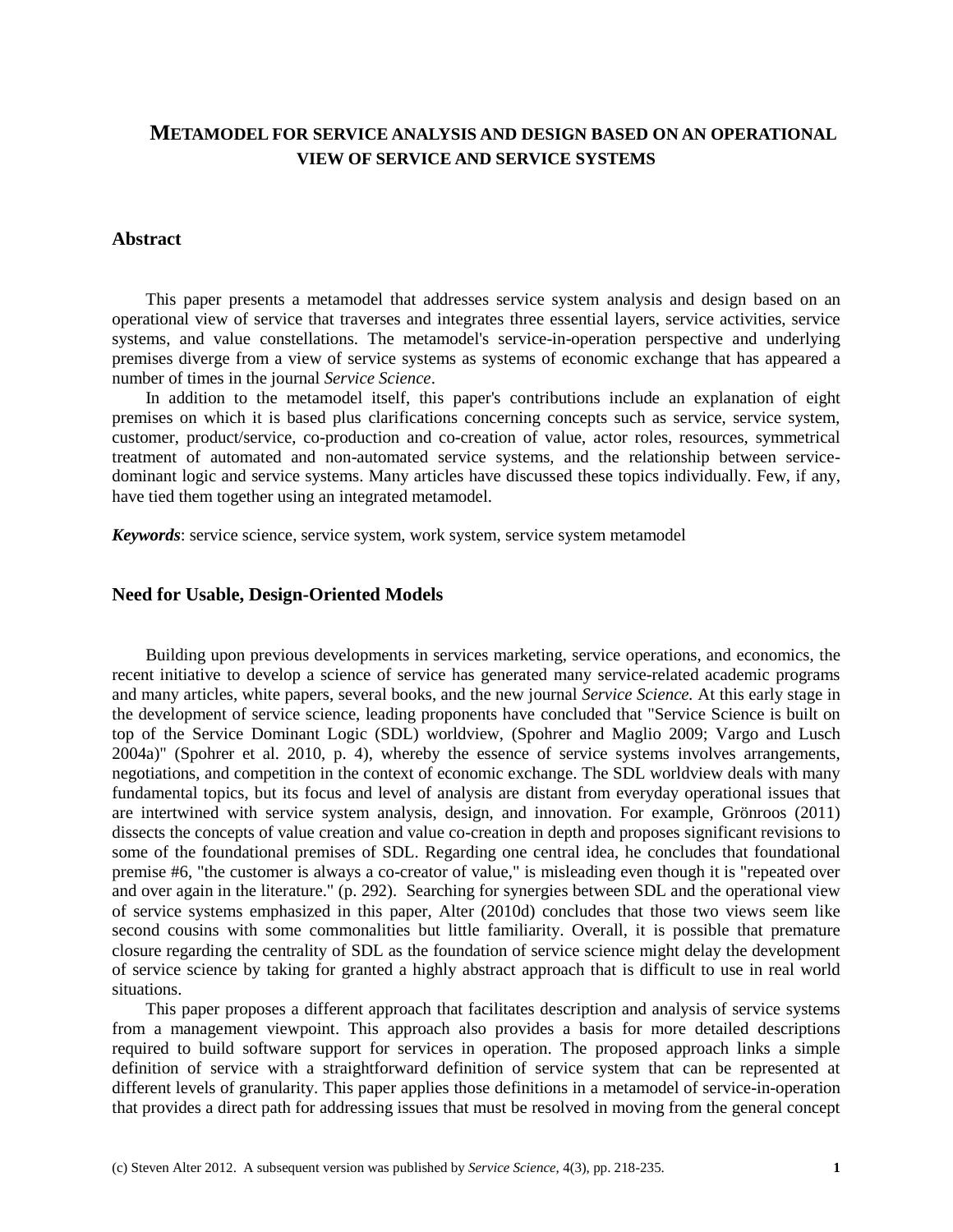# METAMODEL FOR SERVICE ANALYSIS AND DESIGN BASED ON AN OPERATIONAL VIEW OF SERVICE AND SERVICE SYSTEMS

## Abstract

This paper presents a metamodel that addresses service system analysis and design based on an operational view of service that traverses and integrates three essential layers, service activities, service systems, and value constellations. The metamodel's service-in-operation perspective and underlying premises diverge from a view of service systems as systems of economic exchange that has appeared a number of times in the journal *Service Science*.

In addition to the metamodel itself, this paper's contributions include an explanation of eight premises on which it is based plus clarifications concerning concepts such as service, service system, customer, product/service, co-production and co-creation of value, actor roles, resources, symmetrical treatment of automated and non-automated service systems, and the relationship between service-dominant logic and service systems. Many articles have discussed these topics individually. Few, if any, have tied them together using an integrated metamodel.

***Keywords***: service science, service system, work system, service system metamodel

## Need for Usable, Design-Oriented Models

Building upon previous developments in services marketing, service operations, and economics, the recent initiative to develop a science of service has generated many service-related academic programs and many articles, white papers, several books, and the new journal *Service Science.* At this early stage in the development of service science, leading proponents have concluded that "Service Science is built on top of the Service Dominant Logic (SDL) worldview, (Spohrer and Maglio 2009; Vargo and Lusch 2004a)" (Spohrer et al. 2010, p. 4), whereby the essence of service systems involves arrangements, negotiations, and competition in the context of economic exchange. The SDL worldview deals with many fundamental topics, but its focus and level of analysis are distant from everyday operational issues that are intertwined with service system analysis, design, and innovation. For example, Grönroos (2011) dissects the concepts of value creation and value co-creation in depth and proposes significant revisions to some of the foundational premises of SDL. Regarding one central idea, he concludes that foundational premise #6, "the customer is always a co-creator of value," is misleading even though it is "repeated over and over again in the literature." (p. 292). Searching for synergies between SDL and the operational view of service systems emphasized in this paper, Alter (2010d) concludes that those two views seem like second cousins with some commonalities but little familiarity. Overall, it is possible that premature closure regarding the centrality of SDL as the foundation of service science might delay the development of service science by taking for granted a highly abstract approach that is difficult to use in real world situations.

This paper proposes a different approach that facilitates description and analysis of service systems from a management viewpoint. This approach also provides a basis for more detailed descriptions required to build software support for services in operation. The proposed approach links a simple definition of service with a straightforward definition of service system that can be represented at different levels of granularity. This paper applies those definitions in a metamodel of service-in-operation that provides a direct path for addressing issues that must be resolved in moving from the general concept

(c) Steven Alter 2012. A subsequent version was published by *Service Science*, 4(3), pp. 218-235.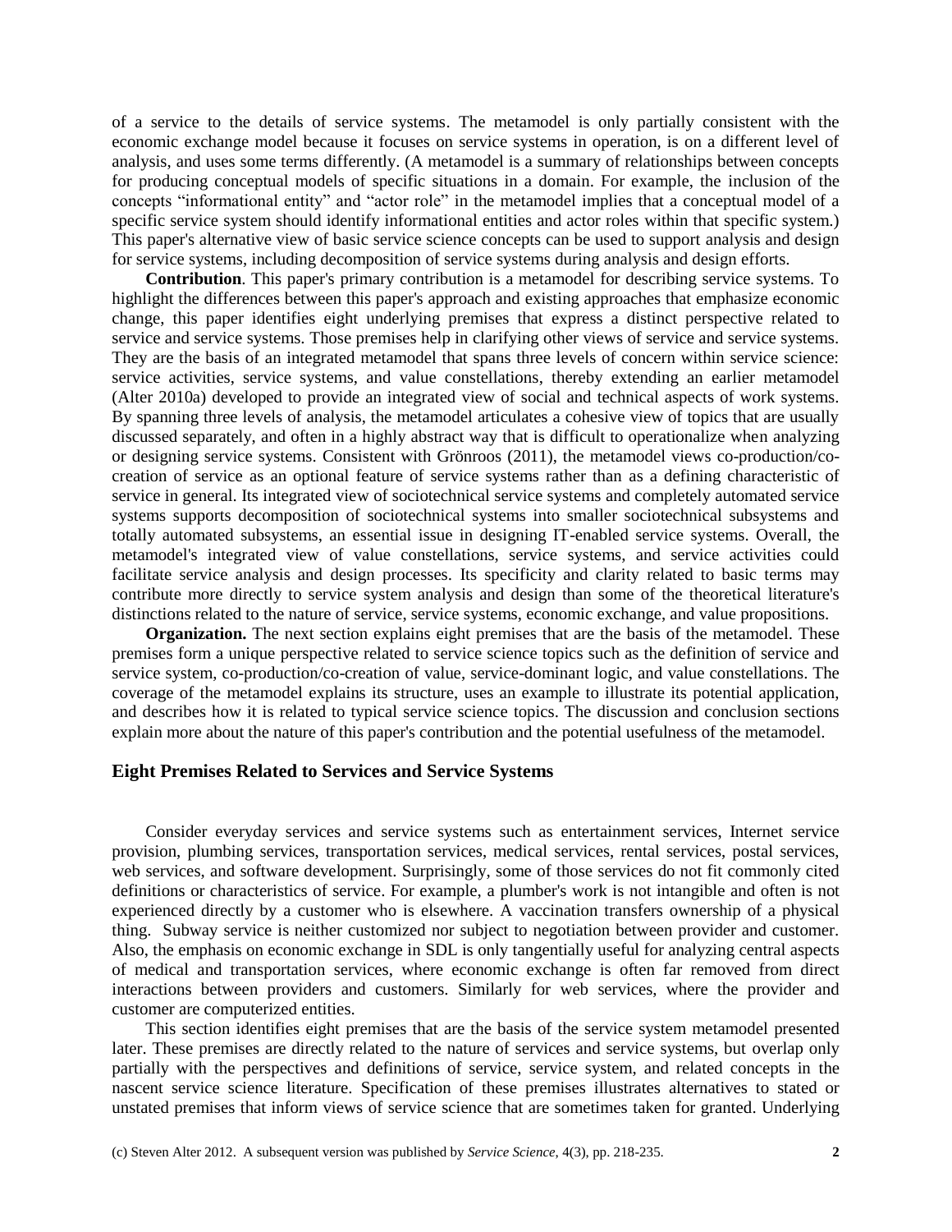of a service to the details of service systems. The metamodel is only partially consistent with the economic exchange model because it focuses on service systems in operation, is on a different level of analysis, and uses some terms differently. (A metamodel is a summary of relationships between concepts for producing conceptual models of specific situations in a domain. For example, the inclusion of the concepts "informational entity" and "actor role" in the metamodel implies that a conceptual model of a specific service system should identify informational entities and actor roles within that specific system.) This paper's alternative view of basic service science concepts can be used to support analysis and design for service systems, including decomposition of service systems during analysis and design efforts.

**Contribution**. This paper's primary contribution is a metamodel for describing service systems. To highlight the differences between this paper's approach and existing approaches that emphasize economic change, this paper identifies eight underlying premises that express a distinct perspective related to service and service systems. Those premises help in clarifying other views of service and service systems. They are the basis of an integrated metamodel that spans three levels of concern within service science: service activities, service systems, and value constellations, thereby extending an earlier metamodel (Alter 2010a) developed to provide an integrated view of social and technical aspects of work systems. By spanning three levels of analysis, the metamodel articulates a cohesive view of topics that are usually discussed separately, and often in a highly abstract way that is difficult to operationalize when analyzing or designing service systems. Consistent with Grönroos (2011), the metamodel views co-production/co-creation of service as an optional feature of service systems rather than as a defining characteristic of service in general. Its integrated view of sociotechnical service systems and completely automated service systems supports decomposition of sociotechnical systems into smaller sociotechnical subsystems and totally automated subsystems, an essential issue in designing IT-enabled service systems. Overall, the metamodel's integrated view of value constellations, service systems, and service activities could facilitate service analysis and design processes. Its specificity and clarity related to basic terms may contribute more directly to service system analysis and design than some of the theoretical literature's distinctions related to the nature of service, service systems, economic exchange, and value propositions.

**Organization.** The next section explains eight premises that are the basis of the metamodel. These premises form a unique perspective related to service science topics such as the definition of service and service system, co-production/co-creation of value, service-dominant logic, and value constellations. The coverage of the metamodel explains its structure, uses an example to illustrate its potential application, and describes how it is related to typical service science topics. The discussion and conclusion sections explain more about the nature of this paper's contribution and the potential usefulness of the metamodel.

## Eight Premises Related to Services and Service Systems

Consider everyday services and service systems such as entertainment services, Internet service provision, plumbing services, transportation services, medical services, rental services, postal services, web services, and software development. Surprisingly, some of those services do not fit commonly cited definitions or characteristics of service. For example, a plumber's work is not intangible and often is not experienced directly by a customer who is elsewhere. A vaccination transfers ownership of a physical thing. Subway service is neither customized nor subject to negotiation between provider and customer. Also, the emphasis on economic exchange in SDL is only tangentially useful for analyzing central aspects of medical and transportation services, where economic exchange is often far removed from direct interactions between providers and customers. Similarly for web services, where the provider and customer are computerized entities.

This section identifies eight premises that are the basis of the service system metamodel presented later. These premises are directly related to the nature of services and service systems, but overlap only partially with the perspectives and definitions of service, service system, and related concepts in the nascent service science literature. Specification of these premises illustrates alternatives to stated or unstated premises that inform views of service science that are sometimes taken for granted. Underlying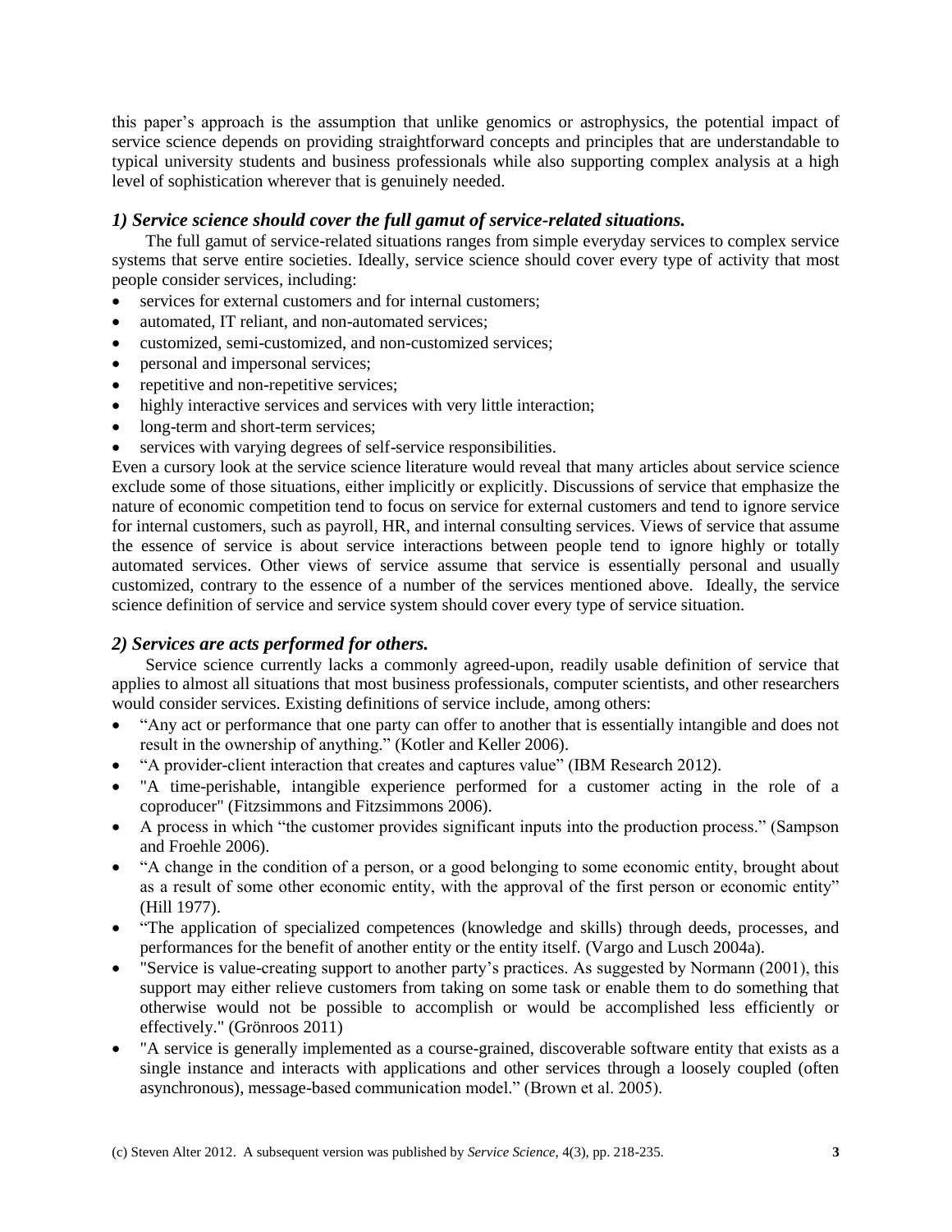this paper's approach is the assumption that unlike genomics or astrophysics, the potential impact of service science depends on providing straightforward concepts and principles that are understandable to typical university students and business professionals while also supporting complex analysis at a high level of sophistication wherever that is genuinely needed.

### *1) Service science should cover the full gamut of service-related situations.*

The full gamut of service-related situations ranges from simple everyday services to complex service systems that serve entire societies. Ideally, service science should cover every type of activity that most people consider services, including:

- services for external customers and for internal customers;
- automated, IT reliant, and non-automated services;
- customized, semi-customized, and non-customized services;
- personal and impersonal services;
- repetitive and non-repetitive services;
- highly interactive services and services with very little interaction;
- long-term and short-term services;
- services with varying degrees of self-service responsibilities.

Even a cursory look at the service science literature would reveal that many articles about service science exclude some of those situations, either implicitly or explicitly. Discussions of service that emphasize the nature of economic competition tend to focus on service for external customers and tend to ignore service for internal customers, such as payroll, HR, and internal consulting services. Views of service that assume the essence of service is about service interactions between people tend to ignore highly or totally automated services. Other views of service assume that service is essentially personal and usually customized, contrary to the essence of a number of the services mentioned above. Ideally, the service science definition of service and service system should cover every type of service situation.

### *2) Services are acts performed for others.*

Service science currently lacks a commonly agreed-upon, readily usable definition of service that applies to almost all situations that most business professionals, computer scientists, and other researchers would consider services. Existing definitions of service include, among others:

- "Any act or performance that one party can offer to another that is essentially intangible and does not result in the ownership of anything." (Kotler and Keller 2006).
- "A provider-client interaction that creates and captures value" (IBM Research 2012).
- "A time-perishable, intangible experience performed for a customer acting in the role of a coproducer" (Fitzsimmons and Fitzsimmons 2006).
- A process in which "the customer provides significant inputs into the production process." (Sampson and Froehle 2006).
- "A change in the condition of a person, or a good belonging to some economic entity, brought about as a result of some other economic entity, with the approval of the first person or economic entity" (Hill 1977).
- "The application of specialized competences (knowledge and skills) through deeds, processes, and performances for the benefit of another entity or the entity itself. (Vargo and Lusch 2004a).
- "Service is value-creating support to another party's practices. As suggested by Normann (2001), this support may either relieve customers from taking on some task or enable them to do something that otherwise would not be possible to accomplish or would be accomplished less efficiently or effectively." (Grönroos 2011)
- "A service is generally implemented as a course-grained, discoverable software entity that exists as a single instance and interacts with applications and other services through a loosely coupled (often asynchronous), message-based communication model." (Brown et al. 2005).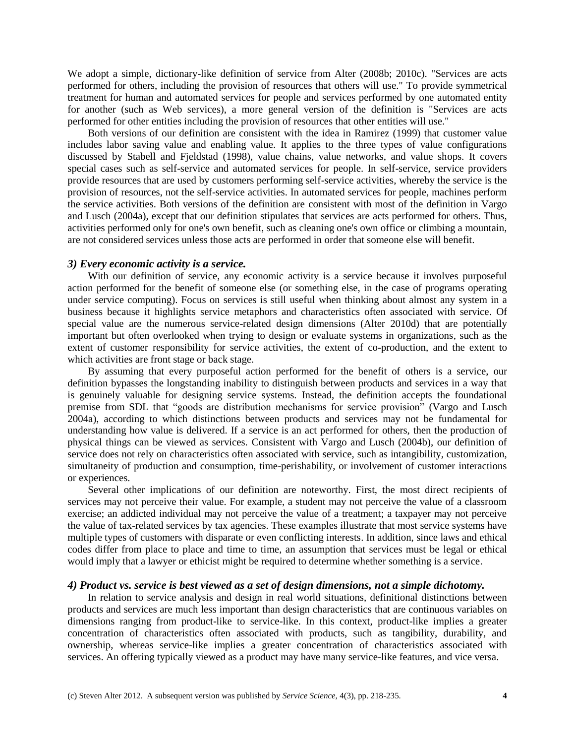We adopt a simple, dictionary-like definition of service from Alter (2008b; 2010c). "Services are acts performed for others, including the provision of resources that others will use." To provide symmetrical treatment for human and automated services for people and services performed by one automated entity for another (such as Web services), a more general version of the definition is "Services are acts performed for other entities including the provision of resources that other entities will use."

Both versions of our definition are consistent with the idea in Ramirez (1999) that customer value includes labor saving value and enabling value. It applies to the three types of value configurations discussed by Stabell and Fjeldstad (1998), value chains, value networks, and value shops. It covers special cases such as self-service and automated services for people. In self-service, service providers provide resources that are used by customers performing self-service activities, whereby the service is the provision of resources, not the self-service activities. In automated services for people, machines perform the service activities. Both versions of the definition are consistent with most of the definition in Vargo and Lusch (2004a), except that our definition stipulates that services are acts performed for others. Thus, activities performed only for one's own benefit, such as cleaning one's own office or climbing a mountain, are not considered services unless those acts are performed in order that someone else will benefit.

### *3) Every economic activity is a service.*

With our definition of service, any economic activity is a service because it involves purposeful action performed for the benefit of someone else (or something else, in the case of programs operating under service computing). Focus on services is still useful when thinking about almost any system in a business because it highlights service metaphors and characteristics often associated with service. Of special value are the numerous service-related design dimensions (Alter 2010d) that are potentially important but often overlooked when trying to design or evaluate systems in organizations, such as the extent of customer responsibility for service activities, the extent of co-production, and the extent to which activities are front stage or back stage.

By assuming that every purposeful action performed for the benefit of others is a service, our definition bypasses the longstanding inability to distinguish between products and services in a way that is genuinely valuable for designing service systems. Instead, the definition accepts the foundational premise from SDL that "goods are distribution mechanisms for service provision" (Vargo and Lusch 2004a), according to which distinctions between products and services may not be fundamental for understanding how value is delivered. If a service is an act performed for others, then the production of physical things can be viewed as services. Consistent with Vargo and Lusch (2004b), our definition of service does not rely on characteristics often associated with service, such as intangibility, customization, simultaneity of production and consumption, time-perishability, or involvement of customer interactions or experiences.

Several other implications of our definition are noteworthy. First, the most direct recipients of services may not perceive their value. For example, a student may not perceive the value of a classroom exercise; an addicted individual may not perceive the value of a treatment; a taxpayer may not perceive the value of tax-related services by tax agencies. These examples illustrate that most service systems have multiple types of customers with disparate or even conflicting interests. In addition, since laws and ethical codes differ from place to place and time to time, an assumption that services must be legal or ethical would imply that a lawyer or ethicist might be required to determine whether something is a service.

### *4) Product vs. service is best viewed as a set of design dimensions, not a simple dichotomy.*

In relation to service analysis and design in real world situations, definitional distinctions between products and services are much less important than design characteristics that are continuous variables on dimensions ranging from product-like to service-like. In this context, product-like implies a greater concentration of characteristics often associated with products, such as tangibility, durability, and ownership, whereas service-like implies a greater concentration of characteristics associated with services. An offering typically viewed as a product may have many service-like features, and vice versa.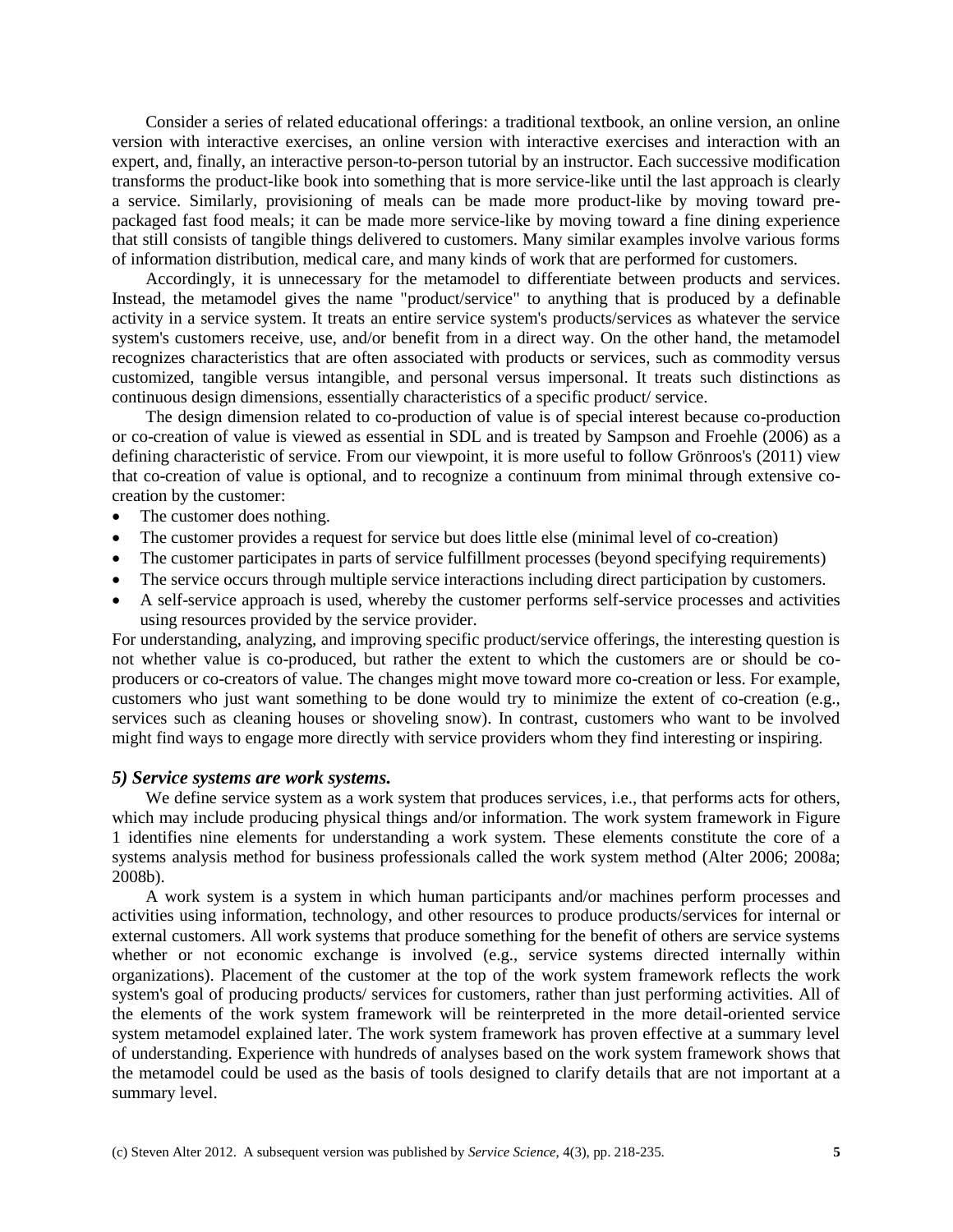Consider a series of related educational offerings: a traditional textbook, an online version, an online version with interactive exercises, an online version with interactive exercises and interaction with an expert, and, finally, an interactive person-to-person tutorial by an instructor. Each successive modification transforms the product-like book into something that is more service-like until the last approach is clearly a service. Similarly, provisioning of meals can be made more product-like by moving toward pre-packaged fast food meals; it can be made more service-like by moving toward a fine dining experience that still consists of tangible things delivered to customers. Many similar examples involve various forms of information distribution, medical care, and many kinds of work that are performed for customers.

Accordingly, it is unnecessary for the metamodel to differentiate between products and services. Instead, the metamodel gives the name "product/service" to anything that is produced by a definable activity in a service system. It treats an entire service system's products/services as whatever the service system's customers receive, use, and/or benefit from in a direct way. On the other hand, the metamodel recognizes characteristics that are often associated with products or services, such as commodity versus customized, tangible versus intangible, and personal versus impersonal. It treats such distinctions as continuous design dimensions, essentially characteristics of a specific product/ service.

The design dimension related to co-production of value is of special interest because co-production or co-creation of value is viewed as essential in SDL and is treated by Sampson and Froehle (2006) as a defining characteristic of service. From our viewpoint, it is more useful to follow Grönroos's (2011) view that co-creation of value is optional, and to recognize a continuum from minimal through extensive co-creation by the customer:

- The customer does nothing.
- The customer provides a request for service but does little else (minimal level of co-creation)
- The customer participates in parts of service fulfillment processes (beyond specifying requirements)
- The service occurs through multiple service interactions including direct participation by customers.
- A self-service approach is used, whereby the customer performs self-service processes and activities using resources provided by the service provider.

For understanding, analyzing, and improving specific product/service offerings, the interesting question is not whether value is co-produced, but rather the extent to which the customers are or should be co-producers or co-creators of value. The changes might move toward more co-creation or less. For example, customers who just want something to be done would try to minimize the extent of co-creation (e.g., services such as cleaning houses or shoveling snow). In contrast, customers who want to be involved might find ways to engage more directly with service providers whom they find interesting or inspiring.

### *5) Service systems are work systems.*

We define service system as a work system that produces services, i.e., that performs acts for others, which may include producing physical things and/or information. The work system framework in Figure 1 identifies nine elements for understanding a work system. These elements constitute the core of a systems analysis method for business professionals called the work system method (Alter 2006; 2008a; 2008b).

A work system is a system in which human participants and/or machines perform processes and activities using information, technology, and other resources to produce products/services for internal or external customers. All work systems that produce something for the benefit of others are service systems whether or not economic exchange is involved (e.g., service systems directed internally within organizations). Placement of the customer at the top of the work system framework reflects the work system's goal of producing products/ services for customers, rather than just performing activities. All of the elements of the work system framework will be reinterpreted in the more detail-oriented service system metamodel explained later. The work system framework has proven effective at a summary level of understanding. Experience with hundreds of analyses based on the work system framework shows that the metamodel could be used as the basis of tools designed to clarify details that are not important at a summary level.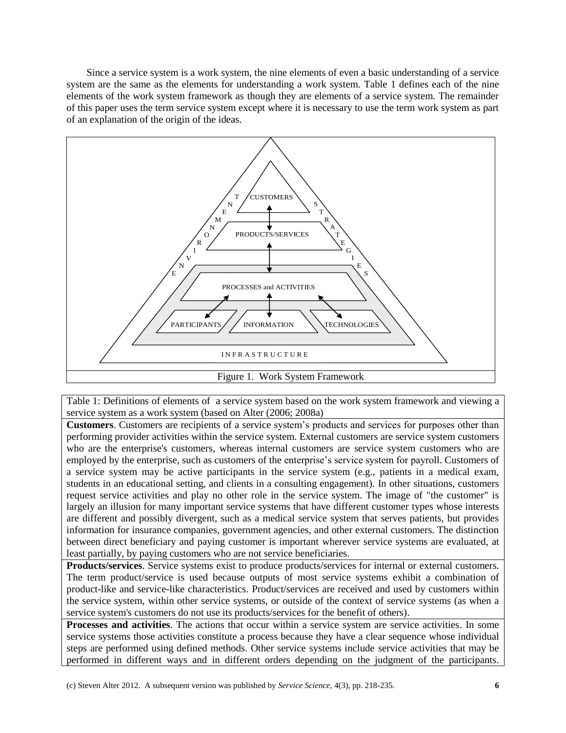Since a service system is a work system, the nine elements of even a basic understanding of a service system are the same as the elements for understanding a work system. Table 1 defines each of the nine elements of the work system framework as though they are elements of a service system. The remainder of this paper uses the term service system except where it is necessary to use the term work system as part of an explanation of the origin of the ideas.

ENVIRONMENT

STRATEGIES

CUSTOMERS

PRODUCTS/SERVICES

PROCESSES and ACTIVITIES

PARTICIPANTS

INFORMATION

TECHNOLOGIES

INFRASTRUCTURE

Figure 1. Work System Framework

Table 1: Definitions of elements of a service system based on the work system framework and viewing a service system as a work system (based on Alter (2006; 2008a)

**Customers**. Customers are recipients of a service system's products and services for purposes other than performing provider activities within the service system. External customers are service system customers who are the enterprise's customers, whereas internal customers are service system customers who are employed by the enterprise, such as customers of the enterprise's service system for payroll. Customers of a service system may be active participants in the service system (e.g., patients in a medical exam, students in an educational setting, and clients in a consulting engagement). In other situations, customers request service activities and play no other role in the service system. The image of "the customer" is largely an illusion for many important service systems that have different customer types whose interests are different and possibly divergent, such as a medical service system that serves patients, but provides information for insurance companies, government agencies, and other external customers. The distinction between direct beneficiary and paying customer is important wherever service systems are evaluated, at least partially, by paying customers who are not service beneficiaries.

**Products/services**. Service systems exist to produce products/services for internal or external customers. The term product/service is used because outputs of most service systems exhibit a combination of product-like and service-like characteristics. Product/services are received and used by customers within the service system, within other service systems, or outside of the context of service systems (as when a service system's customers do not use its products/services for the benefit of others).

**Processes and activities**. The actions that occur within a service system are service activities. In some service systems those activities constitute a process because they have a clear sequence whose individual steps are performed using defined methods. Other service systems include service activities that may be performed in different ways and in different orders depending on the judgment of the participants.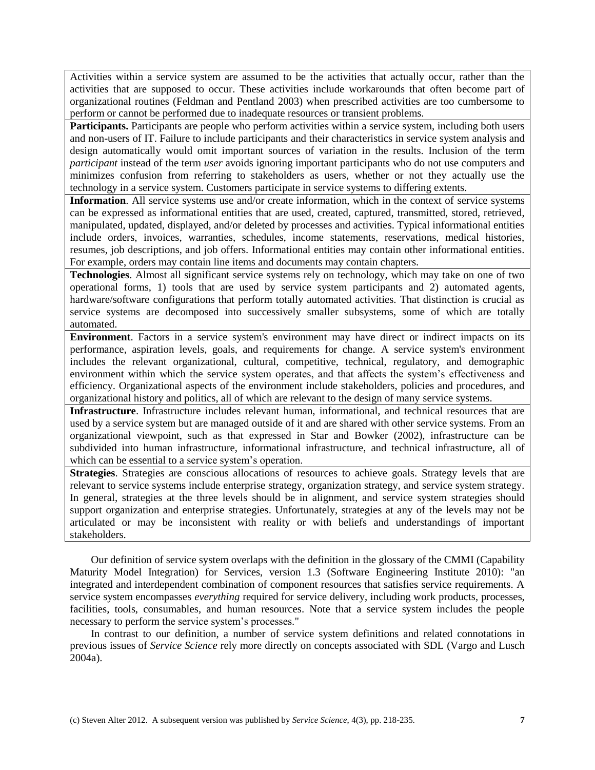Activities within a service system are assumed to be the activities that actually occur, rather than the activities that are supposed to occur. These activities include workarounds that often become part of organizational routines (Feldman and Pentland 2003) when prescribed activities are too cumbersome to perform or cannot be performed due to inadequate resources or transient problems.

**Participants.** Participants are people who perform activities within a service system, including both users and non-users of IT. Failure to include participants and their characteristics in service system analysis and design automatically would omit important sources of variation in the results. Inclusion of the term *participant* instead of the term *user* avoids ignoring important participants who do not use computers and minimizes confusion from referring to stakeholders as users, whether or not they actually use the technology in a service system. Customers participate in service systems to differing extents.

**Information**. All service systems use and/or create information, which in the context of service systems can be expressed as informational entities that are used, created, captured, transmitted, stored, retrieved, manipulated, updated, displayed, and/or deleted by processes and activities. Typical informational entities include orders, invoices, warranties, schedules, income statements, reservations, medical histories, resumes, job descriptions, and job offers. Informational entities may contain other informational entities. For example, orders may contain line items and documents may contain chapters.

**Technologies**. Almost all significant service systems rely on technology, which may take on one of two operational forms, 1) tools that are used by service system participants and 2) automated agents, hardware/software configurations that perform totally automated activities. That distinction is crucial as service systems are decomposed into successively smaller subsystems, some of which are totally automated.

**Environment**. Factors in a service system's environment may have direct or indirect impacts on its performance, aspiration levels, goals, and requirements for change. A service system's environment includes the relevant organizational, cultural, competitive, technical, regulatory, and demographic environment within which the service system operates, and that affects the system's effectiveness and efficiency. Organizational aspects of the environment include stakeholders, policies and procedures, and organizational history and politics, all of which are relevant to the design of many service systems.

**Infrastructure**. Infrastructure includes relevant human, informational, and technical resources that are used by a service system but are managed outside of it and are shared with other service systems. From an organizational viewpoint, such as that expressed in Star and Bowker (2002), infrastructure can be subdivided into human infrastructure, informational infrastructure, and technical infrastructure, all of which can be essential to a service system's operation.

**Strategies**. Strategies are conscious allocations of resources to achieve goals. Strategy levels that are relevant to service systems include enterprise strategy, organization strategy, and service system strategy. In general, strategies at the three levels should be in alignment, and service system strategies should support organization and enterprise strategies. Unfortunately, strategies at any of the levels may not be articulated or may be inconsistent with reality or with beliefs and understandings of important stakeholders.

Our definition of service system overlaps with the definition in the glossary of the CMMI (Capability Maturity Model Integration) for Services, version 1.3 (Software Engineering Institute 2010): "an integrated and interdependent combination of component resources that satisfies service requirements. A service system encompasses *everything* required for service delivery, including work products, processes, facilities, tools, consumables, and human resources. Note that a service system includes the people necessary to perform the service system's processes."

In contrast to our definition, a number of service system definitions and related connotations in previous issues of *Service Science* rely more directly on concepts associated with SDL (Vargo and Lusch 2004a).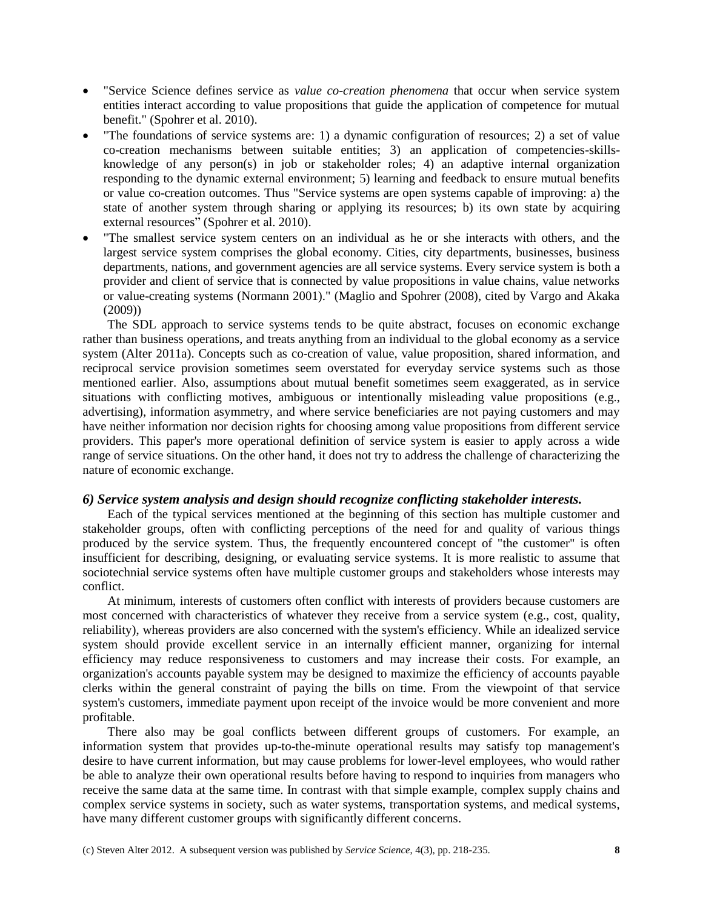- "Service Science defines service as *value co-creation phenomena* that occur when service system entities interact according to value propositions that guide the application of competence for mutual benefit." (Spohrer et al. 2010).
- "The foundations of service systems are: 1) a dynamic configuration of resources; 2) a set of value co-creation mechanisms between suitable entities; 3) an application of competencies-skills-knowledge of any person(s) in job or stakeholder roles; 4) an adaptive internal organization responding to the dynamic external environment; 5) learning and feedback to ensure mutual benefits or value co-creation outcomes. Thus "Service systems are open systems capable of improving: a) the state of another system through sharing or applying its resources; b) its own state by acquiring external resources" (Spohrer et al. 2010).
- "The smallest service system centers on an individual as he or she interacts with others, and the largest service system comprises the global economy. Cities, city departments, businesses, business departments, nations, and government agencies are all service systems. Every service system is both a provider and client of service that is connected by value propositions in value chains, value networks or value-creating systems (Normann 2001)." (Maglio and Spohrer (2008), cited by Vargo and Akaka (2009))

The SDL approach to service systems tends to be quite abstract, focuses on economic exchange rather than business operations, and treats anything from an individual to the global economy as a service system (Alter 2011a). Concepts such as co-creation of value, value proposition, shared information, and reciprocal service provision sometimes seem overstated for everyday service systems such as those mentioned earlier. Also, assumptions about mutual benefit sometimes seem exaggerated, as in service situations with conflicting motives, ambiguous or intentionally misleading value propositions (e.g., advertising), information asymmetry, and where service beneficiaries are not paying customers and may have neither information nor decision rights for choosing among value propositions from different service providers. This paper's more operational definition of service system is easier to apply across a wide range of service situations. On the other hand, it does not try to address the challenge of characterizing the nature of economic exchange.

### *6) Service system analysis and design should recognize conflicting stakeholder interests.*

Each of the typical services mentioned at the beginning of this section has multiple customer and stakeholder groups, often with conflicting perceptions of the need for and quality of various things produced by the service system. Thus, the frequently encountered concept of "the customer" is often insufficient for describing, designing, or evaluating service systems. It is more realistic to assume that sociotechnial service systems often have multiple customer groups and stakeholders whose interests may conflict.

At minimum, interests of customers often conflict with interests of providers because customers are most concerned with characteristics of whatever they receive from a service system (e.g., cost, quality, reliability), whereas providers are also concerned with the system's efficiency. While an idealized service system should provide excellent service in an internally efficient manner, organizing for internal efficiency may reduce responsiveness to customers and may increase their costs. For example, an organization's accounts payable system may be designed to maximize the efficiency of accounts payable clerks within the general constraint of paying the bills on time. From the viewpoint of that service system's customers, immediate payment upon receipt of the invoice would be more convenient and more profitable.

There also may be goal conflicts between different groups of customers. For example, an information system that provides up-to-the-minute operational results may satisfy top management's desire to have current information, but may cause problems for lower-level employees, who would rather be able to analyze their own operational results before having to respond to inquiries from managers who receive the same data at the same time. In contrast with that simple example, complex supply chains and complex service systems in society, such as water systems, transportation systems, and medical systems, have many different customer groups with significantly different concerns.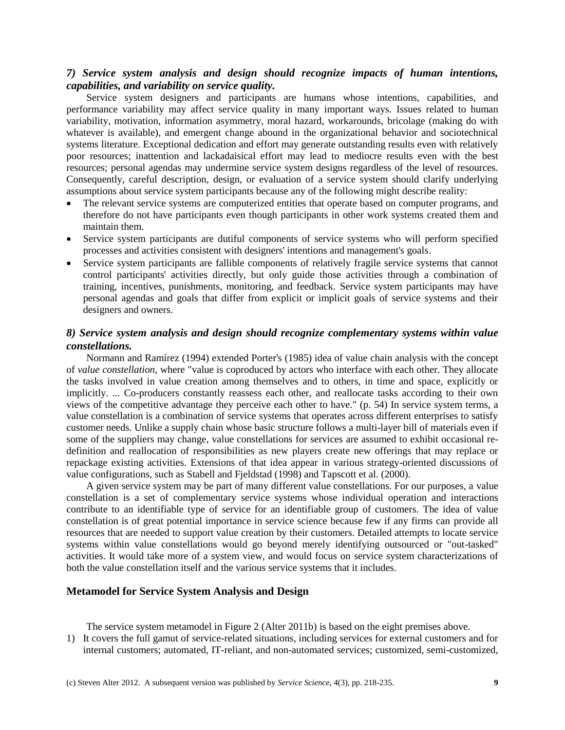### *7) Service system analysis and design should recognize impacts of human intentions, capabilities, and variability on service quality.*

Service system designers and participants are humans whose intentions, capabilities, and performance variability may affect service quality in many important ways. Issues related to human variability, motivation, information asymmetry, moral hazard, workarounds, bricolage (making do with whatever is available), and emergent change abound in the organizational behavior and sociotechnical systems literature. Exceptional dedication and effort may generate outstanding results even with relatively poor resources; inattention and lackadaisical effort may lead to mediocre results even with the best resources; personal agendas may undermine service system designs regardless of the level of resources. Consequently, careful description, design, or evaluation of a service system should clarify underlying assumptions about service system participants because any of the following might describe reality:

- The relevant service systems are computerized entities that operate based on computer programs, and therefore do not have participants even though participants in other work systems created them and maintain them.
- Service system participants are dutiful components of service systems who will perform specified processes and activities consistent with designers' intentions and management's goals.
- Service system participants are fallible components of relatively fragile service systems that cannot control participants' activities directly, but only guide those activities through a combination of training, incentives, punishments, monitoring, and feedback. Service system participants may have personal agendas and goals that differ from explicit or implicit goals of service systems and their designers and owners.

### *8) Service system analysis and design should recognize complementary systems within value constellations.*

Normann and Ramírez (1994) extended Porter's (1985) idea of value chain analysis with the concept of *value constellation*, where "value is coproduced by actors who interface with each other. They allocate the tasks involved in value creation among themselves and to others, in time and space, explicitly or implicitly. ... Co-producers constantly reassess each other, and reallocate tasks according to their own views of the competitive advantage they perceive each other to have." (p. 54) In service system terms, a value constellation is a combination of service systems that operates across different enterprises to satisfy customer needs. Unlike a supply chain whose basic structure follows a multi-layer bill of materials even if some of the suppliers may change, value constellations for services are assumed to exhibit occasional re-definition and reallocation of responsibilities as new players create new offerings that may replace or repackage existing activities. Extensions of that idea appear in various strategy-oriented discussions of value configurations, such as Stabell and Fjeldstad (1998) and Tapscott et al. (2000).

A given service system may be part of many different value constellations. For our purposes, a value constellation is a set of complementary service systems whose individual operation and interactions contribute to an identifiable type of service for an identifiable group of customers. The idea of value constellation is of great potential importance in service science because few if any firms can provide all resources that are needed to support value creation by their customers. Detailed attempts to locate service systems within value constellations would go beyond merely identifying outsourced or "out-tasked" activities. It would take more of a system view, and would focus on service system characterizations of both the value constellation itself and the various service systems that it includes.

## Metamodel for Service System Analysis and Design

The service system metamodel in Figure 2 (Alter 2011b) is based on the eight premises above.

1) It covers the full gamut of service-related situations, including services for external customers and for internal customers; automated, IT-reliant, and non-automated services; customized, semi-customized,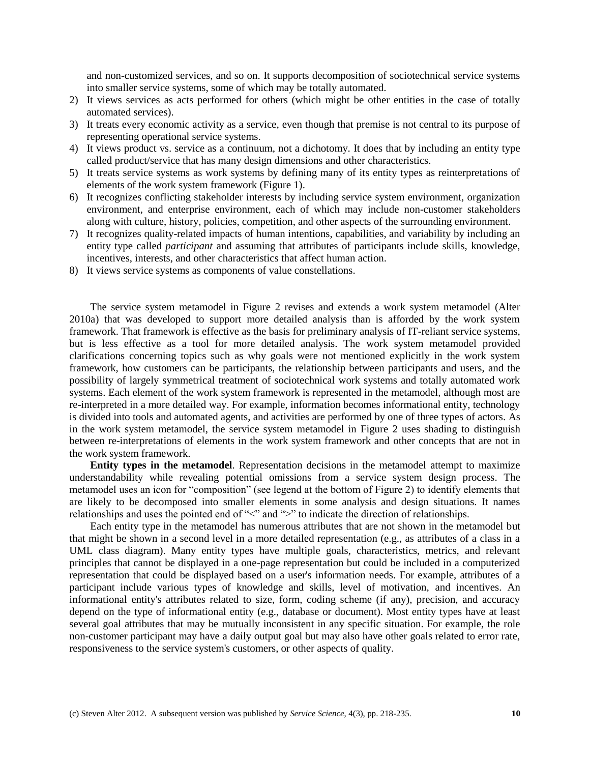and non-customized services, and so on. It supports decomposition of sociotechnical service systems into smaller service systems, some of which may be totally automated.

2) It views services as acts performed for others (which might be other entities in the case of totally automated services).
3) It treats every economic activity as a service, even though that premise is not central to its purpose of representing operational service systems.
4) It views product vs. service as a continuum, not a dichotomy. It does that by including an entity type called product/service that has many design dimensions and other characteristics.
5) It treats service systems as work systems by defining many of its entity types as reinterpretations of elements of the work system framework (Figure 1).
6) It recognizes conflicting stakeholder interests by including service system environment, organization environment, and enterprise environment, each of which may include non-customer stakeholders along with culture, history, policies, competition, and other aspects of the surrounding environment.
7) It recognizes quality-related impacts of human intentions, capabilities, and variability by including an entity type called *participant* and assuming that attributes of participants include skills, knowledge, incentives, interests, and other characteristics that affect human action.
8) It views service systems as components of value constellations.

The service system metamodel in Figure 2 revises and extends a work system metamodel (Alter 2010a) that was developed to support more detailed analysis than is afforded by the work system framework. That framework is effective as the basis for preliminary analysis of IT-reliant service systems, but is less effective as a tool for more detailed analysis. The work system metamodel provided clarifications concerning topics such as why goals were not mentioned explicitly in the work system framework, how customers can be participants, the relationship between participants and users, and the possibility of largely symmetrical treatment of sociotechnical work systems and totally automated work systems. Each element of the work system framework is represented in the metamodel, although most are re-interpreted in a more detailed way. For example, information becomes informational entity, technology is divided into tools and automated agents, and activities are performed by one of three types of actors. As in the work system metamodel, the service system metamodel in Figure 2 uses shading to distinguish between re-interpretations of elements in the work system framework and other concepts that are not in the work system framework.

**Entity types in the metamodel**. Representation decisions in the metamodel attempt to maximize understandability while revealing potential omissions from a service system design process. The metamodel uses an icon for "composition" (see legend at the bottom of Figure 2) to identify elements that are likely to be decomposed into smaller elements in some analysis and design situations. It names relationships and uses the pointed end of "<" and ">" to indicate the direction of relationships.

Each entity type in the metamodel has numerous attributes that are not shown in the metamodel but that might be shown in a second level in a more detailed representation (e.g., as attributes of a class in a UML class diagram). Many entity types have multiple goals, characteristics, metrics, and relevant principles that cannot be displayed in a one-page representation but could be included in a computerized representation that could be displayed based on a user's information needs. For example, attributes of a participant include various types of knowledge and skills, level of motivation, and incentives. An informational entity's attributes related to size, form, coding scheme (if any), precision, and accuracy depend on the type of informational entity (e.g., database or document). Most entity types have at least several goal attributes that may be mutually inconsistent in any specific situation. For example, the role non-customer participant may have a daily output goal but may also have other goals related to error rate, responsiveness to the service system's customers, or other aspects of quality.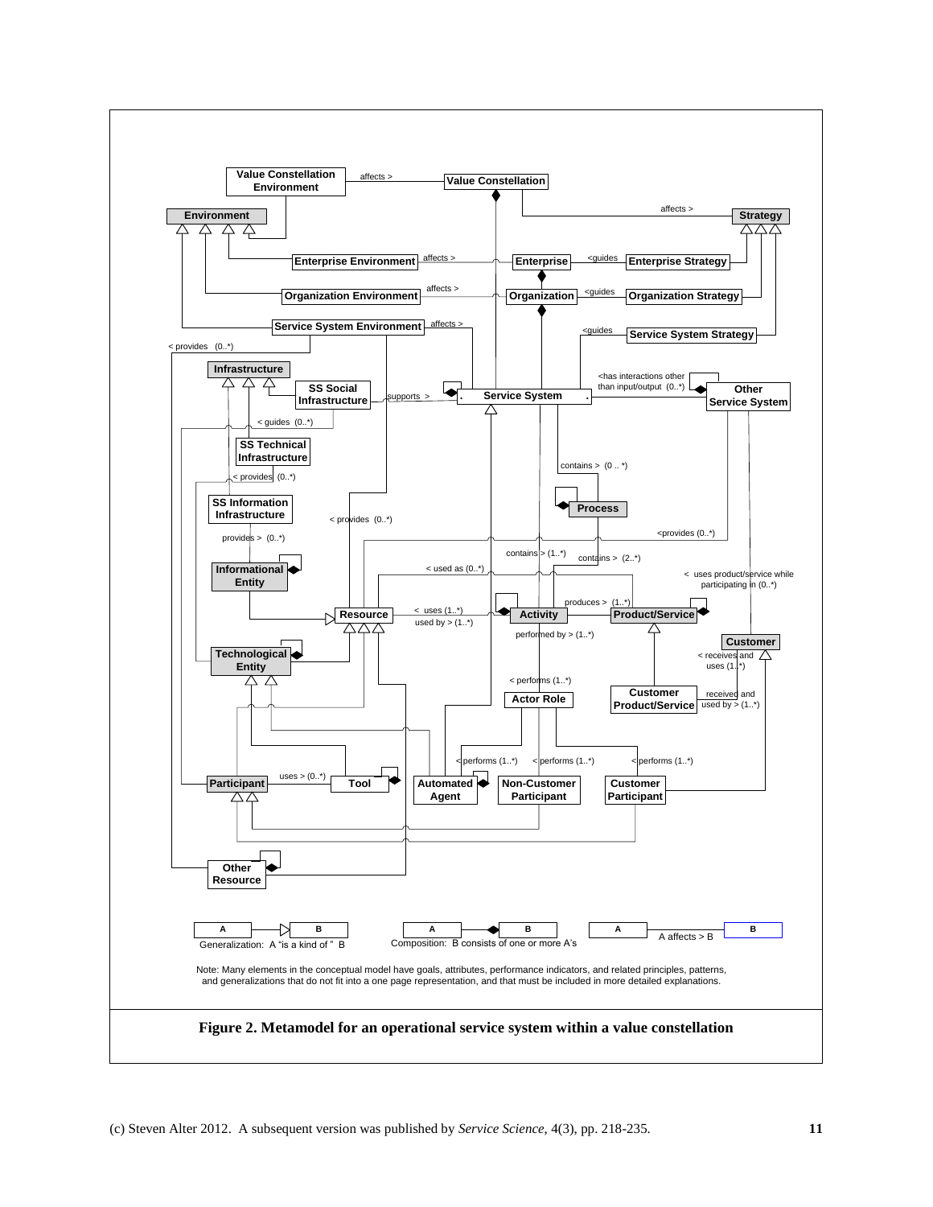Note: Many elements in the conceptual model have goals, attributes, performance indicators, and related principles, patterns, and generalizations that do not fit into a one page representation, and that must be included in more detailed explanations.

**Figure 2. Metamodel for an operational service system within a value constellation**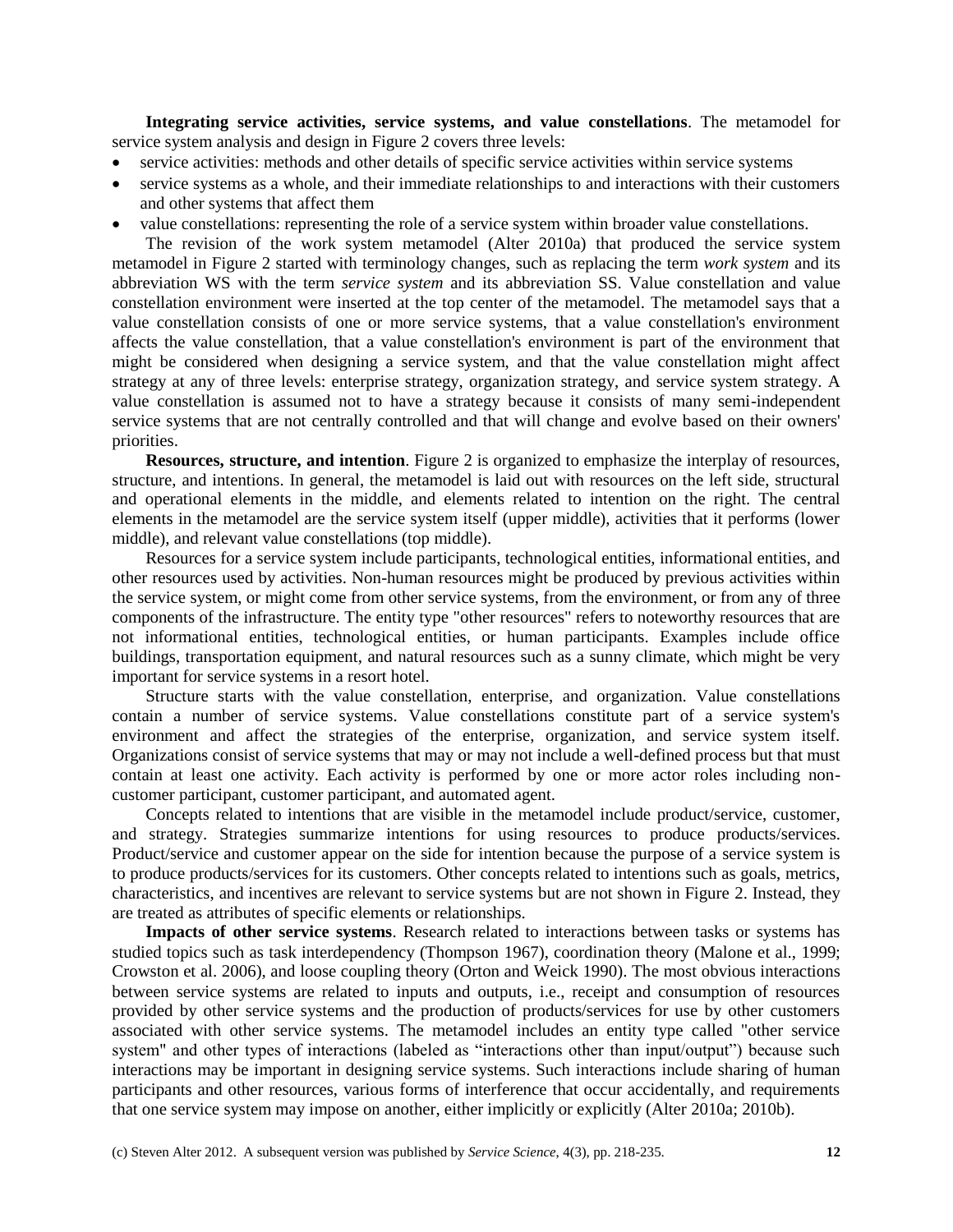**Integrating service activities, service systems, and value constellations**. The metamodel for service system analysis and design in Figure 2 covers three levels:

- service activities: methods and other details of specific service activities within service systems
- service systems as a whole, and their immediate relationships to and interactions with their customers and other systems that affect them
- value constellations: representing the role of a service system within broader value constellations.

The revision of the work system metamodel (Alter 2010a) that produced the service system metamodel in Figure 2 started with terminology changes, such as replacing the term *work system* and its abbreviation WS with the term *service system* and its abbreviation SS. Value constellation and value constellation environment were inserted at the top center of the metamodel. The metamodel says that a value constellation consists of one or more service systems, that a value constellation's environment affects the value constellation, that a value constellation's environment is part of the environment that might be considered when designing a service system, and that the value constellation might affect strategy at any of three levels: enterprise strategy, organization strategy, and service system strategy. A value constellation is assumed not to have a strategy because it consists of many semi-independent service systems that are not centrally controlled and that will change and evolve based on their owners' priorities.

**Resources, structure, and intention**. Figure 2 is organized to emphasize the interplay of resources, structure, and intentions. In general, the metamodel is laid out with resources on the left side, structural and operational elements in the middle, and elements related to intention on the right. The central elements in the metamodel are the service system itself (upper middle), activities that it performs (lower middle), and relevant value constellations (top middle).

Resources for a service system include participants, technological entities, informational entities, and other resources used by activities. Non-human resources might be produced by previous activities within the service system, or might come from other service systems, from the environment, or from any of three components of the infrastructure. The entity type "other resources" refers to noteworthy resources that are not informational entities, technological entities, or human participants. Examples include office buildings, transportation equipment, and natural resources such as a sunny climate, which might be very important for service systems in a resort hotel.

Structure starts with the value constellation, enterprise, and organization. Value constellations contain a number of service systems. Value constellations constitute part of a service system's environment and affect the strategies of the enterprise, organization, and service system itself. Organizations consist of service systems that may or may not include a well-defined process but that must contain at least one activity. Each activity is performed by one or more actor roles including non-customer participant, customer participant, and automated agent.

Concepts related to intentions that are visible in the metamodel include product/service, customer, and strategy. Strategies summarize intentions for using resources to produce products/services. Product/service and customer appear on the side for intention because the purpose of a service system is to produce products/services for its customers. Other concepts related to intentions such as goals, metrics, characteristics, and incentives are relevant to service systems but are not shown in Figure 2. Instead, they are treated as attributes of specific elements or relationships.

**Impacts of other service systems**. Research related to interactions between tasks or systems has studied topics such as task interdependency (Thompson 1967), coordination theory (Malone et al., 1999; Crowston et al. 2006), and loose coupling theory (Orton and Weick 1990). The most obvious interactions between service systems are related to inputs and outputs, i.e., receipt and consumption of resources provided by other service systems and the production of products/services for use by other customers associated with other service systems. The metamodel includes an entity type called "other service system" and other types of interactions (labeled as "interactions other than input/output") because such interactions may be important in designing service systems. Such interactions include sharing of human participants and other resources, various forms of interference that occur accidentally, and requirements that one service system may impose on another, either implicitly or explicitly (Alter 2010a; 2010b).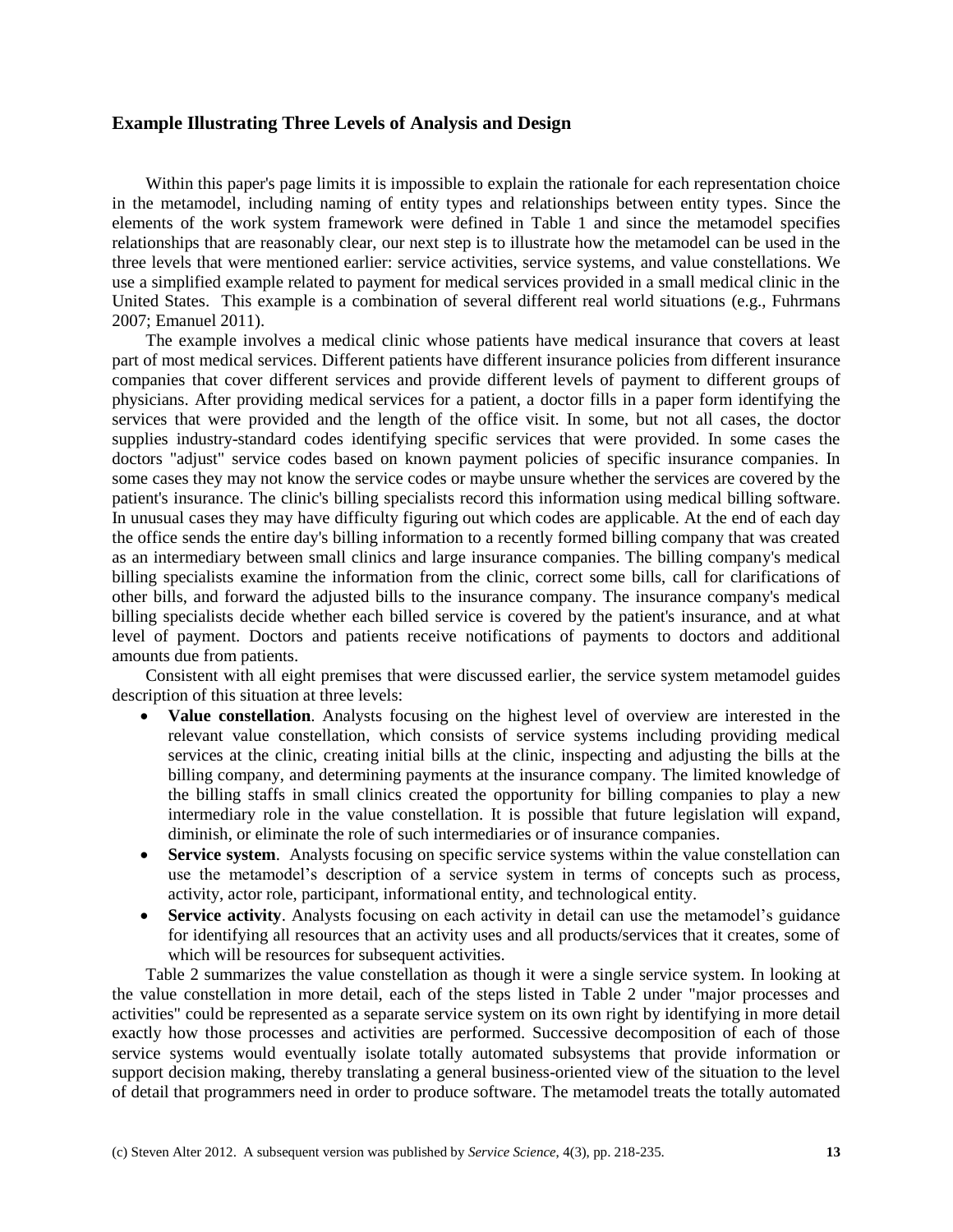### Example Illustrating Three Levels of Analysis and Design

Within this paper's page limits it is impossible to explain the rationale for each representation choice in the metamodel, including naming of entity types and relationships between entity types. Since the elements of the work system framework were defined in Table 1 and since the metamodel specifies relationships that are reasonably clear, our next step is to illustrate how the metamodel can be used in the three levels that were mentioned earlier: service activities, service systems, and value constellations. We use a simplified example related to payment for medical services provided in a small medical clinic in the United States. This example is a combination of several different real world situations (e.g., Fuhrmans 2007; Emanuel 2011).

The example involves a medical clinic whose patients have medical insurance that covers at least part of most medical services. Different patients have different insurance policies from different insurance companies that cover different services and provide different levels of payment to different groups of physicians. After providing medical services for a patient, a doctor fills in a paper form identifying the services that were provided and the length of the office visit. In some, but not all cases, the doctor supplies industry-standard codes identifying specific services that were provided. In some cases the doctors "adjust" service codes based on known payment policies of specific insurance companies. In some cases they may not know the service codes or maybe unsure whether the services are covered by the patient's insurance. The clinic's billing specialists record this information using medical billing software. In unusual cases they may have difficulty figuring out which codes are applicable. At the end of each day the office sends the entire day's billing information to a recently formed billing company that was created as an intermediary between small clinics and large insurance companies. The billing company's medical billing specialists examine the information from the clinic, correct some bills, call for clarifications of other bills, and forward the adjusted bills to the insurance company. The insurance company's medical billing specialists decide whether each billed service is covered by the patient's insurance, and at what level of payment. Doctors and patients receive notifications of payments to doctors and additional amounts due from patients.

Consistent with all eight premises that were discussed earlier, the service system metamodel guides description of this situation at three levels:

- **Value constellation**. Analysts focusing on the highest level of overview are interested in the relevant value constellation, which consists of service systems including providing medical services at the clinic, creating initial bills at the clinic, inspecting and adjusting the bills at the billing company, and determining payments at the insurance company. The limited knowledge of the billing staffs in small clinics created the opportunity for billing companies to play a new intermediary role in the value constellation. It is possible that future legislation will expand, diminish, or eliminate the role of such intermediaries or of insurance companies.
- **Service system**. Analysts focusing on specific service systems within the value constellation can use the metamodel's description of a service system in terms of concepts such as process, activity, actor role, participant, informational entity, and technological entity.
- **Service activity**. Analysts focusing on each activity in detail can use the metamodel's guidance for identifying all resources that an activity uses and all products/services that it creates, some of which will be resources for subsequent activities.

Table 2 summarizes the value constellation as though it were a single service system. In looking at the value constellation in more detail, each of the steps listed in Table 2 under "major processes and activities" could be represented as a separate service system on its own right by identifying in more detail exactly how those processes and activities are performed. Successive decomposition of each of those service systems would eventually isolate totally automated subsystems that provide information or support decision making, thereby translating a general business-oriented view of the situation to the level of detail that programmers need in order to produce software. The metamodel treats the totally automated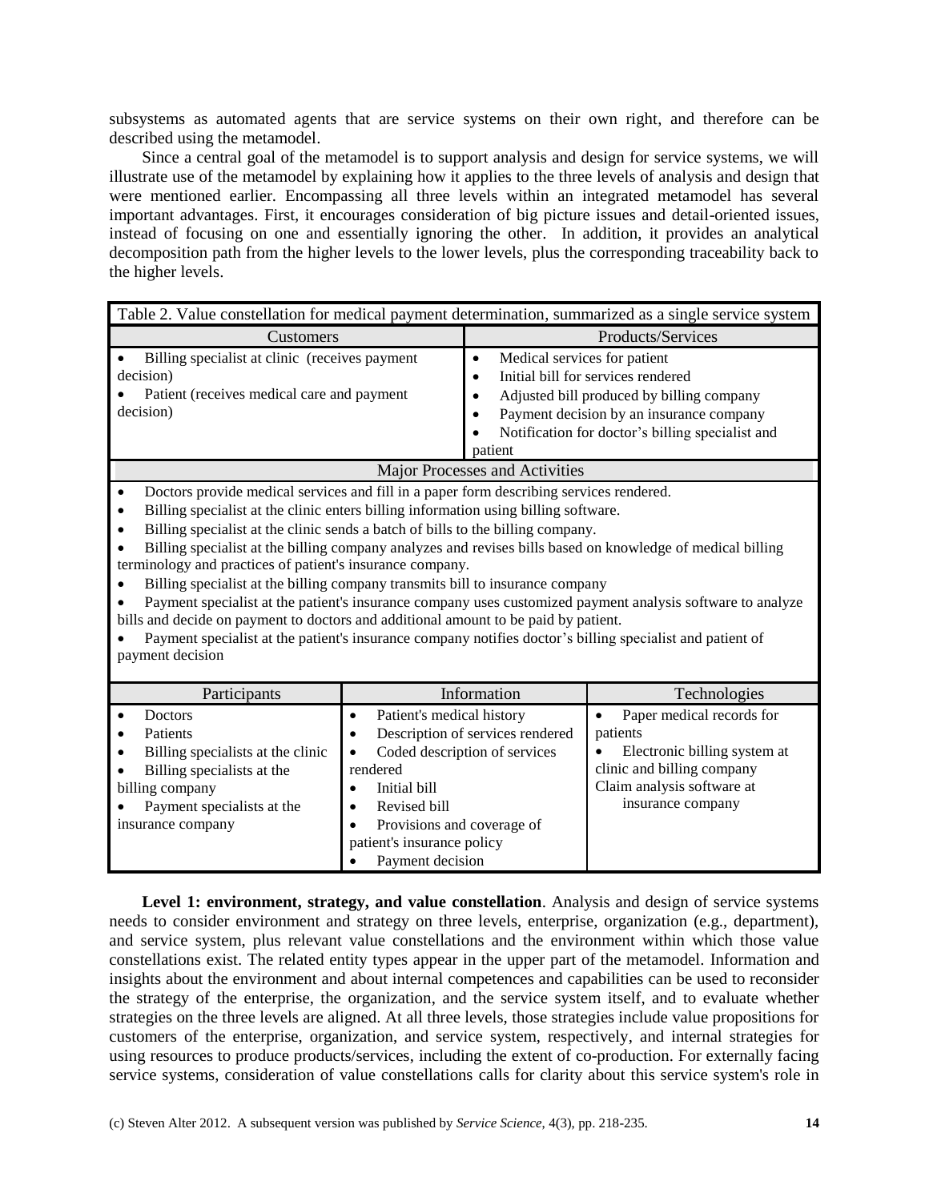subsystems as automated agents that are service systems on their own right, and therefore can be described using the metamodel.

Since a central goal of the metamodel is to support analysis and design for service systems, we will illustrate use of the metamodel by explaining how it applies to the three levels of analysis and design that were mentioned earlier. Encompassing all three levels within an integrated metamodel has several important advantages. First, it encourages consideration of big picture issues and detail-oriented issues, instead of focusing on one and essentially ignoring the other. In addition, it provides an analytical decomposition path from the higher levels to the lower levels, plus the corresponding traceability back to the higher levels.

Table 2. Value constellation for medical payment determination, summarized as a single service system

| Customers | Products/Services |
|---|---|
| • Billing specialist at clinic (receives payment decision)<br>• Patient (receives medical care and payment decision) | • Medical services for patient<br>• Initial bill for services rendered<br>• Adjusted bill produced by billing company<br>• Payment decision by an insurance company<br>• Notification for doctor's billing specialist and patient |

| Major Processes and Activities |
|---|
| • Doctors provide medical services and fill in a paper form describing services rendered.<br>• Billing specialist at the clinic enters billing information using billing software.<br>• Billing specialist at the clinic sends a batch of bills to the billing company.<br>• Billing specialist at the billing company analyzes and revises bills based on knowledge of medical billing terminology and practices of patient's insurance company.<br>• Billing specialist at the billing company transmits bill to insurance company<br>• Payment specialist at the patient's insurance company uses customized payment analysis software to analyze bills and decide on payment to doctors and additional amount to be paid by patient.<br>• Payment specialist at the patient's insurance company notifies doctor's billing specialist and patient of payment decision |

| Participants | Information | Technologies |
|---|---|---|
| • Doctors<br>• Patients<br>• Billing specialists at the clinic<br>• Billing specialists at the billing company<br>• Payment specialists at the insurance company | • Patient's medical history<br>• Description of services rendered<br>• Coded description of services rendered<br>• Initial bill<br>• Revised bill<br>• Provisions and coverage of patient's insurance policy<br>• Payment decision | • Paper medical records for patients<br>• Electronic billing system at clinic and billing company<br>Claim analysis software at insurance company |

**Level 1: environment, strategy, and value constellation**. Analysis and design of service systems needs to consider environment and strategy on three levels, enterprise, organization (e.g., department), and service system, plus relevant value constellations and the environment within which those value constellations exist. The related entity types appear in the upper part of the metamodel. Information and insights about the environment and about internal competences and capabilities can be used to reconsider the strategy of the enterprise, the organization, and the service system itself, and to evaluate whether strategies on the three levels are aligned. At all three levels, those strategies include value propositions for customers of the enterprise, organization, and service system, respectively, and internal strategies for using resources to produce products/services, including the extent of co-production. For externally facing service systems, consideration of value constellations calls for clarity about this service system's role in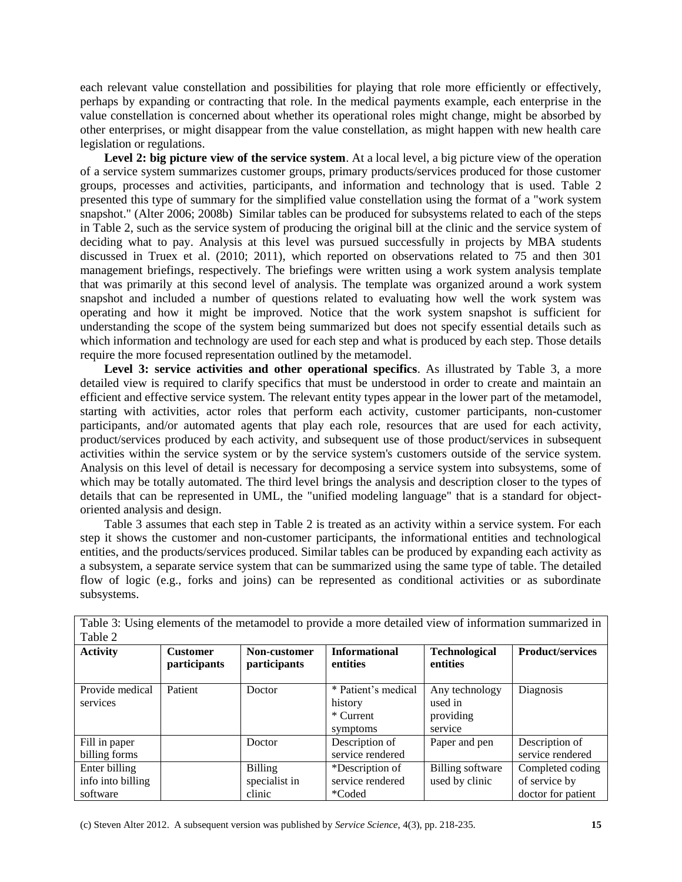each relevant value constellation and possibilities for playing that role more efficiently or effectively, perhaps by expanding or contracting that role. In the medical payments example, each enterprise in the value constellation is concerned about whether its operational roles might change, might be absorbed by other enterprises, or might disappear from the value constellation, as might happen with new health care legislation or regulations.

**Level 2: big picture view of the service system**. At a local level, a big picture view of the operation of a service system summarizes customer groups, primary products/services produced for those customer groups, processes and activities, participants, and information and technology that is used. Table 2 presented this type of summary for the simplified value constellation using the format of a "work system snapshot." (Alter 2006; 2008b) Similar tables can be produced for subsystems related to each of the steps in Table 2, such as the service system of producing the original bill at the clinic and the service system of deciding what to pay. Analysis at this level was pursued successfully in projects by MBA students discussed in Truex et al. (2010; 2011), which reported on observations related to 75 and then 301 management briefings, respectively. The briefings were written using a work system analysis template that was primarily at this second level of analysis. The template was organized around a work system snapshot and included a number of questions related to evaluating how well the work system was operating and how it might be improved. Notice that the work system snapshot is sufficient for understanding the scope of the system being summarized but does not specify essential details such as which information and technology are used for each step and what is produced by each step. Those details require the more focused representation outlined by the metamodel.

**Level 3: service activities and other operational specifics**. As illustrated by Table 3, a more detailed view is required to clarify specifics that must be understood in order to create and maintain an efficient and effective service system. The relevant entity types appear in the lower part of the metamodel, starting with activities, actor roles that perform each activity, customer participants, non-customer participants, and/or automated agents that play each role, resources that are used for each activity, product/services produced by each activity, and subsequent use of those product/services in subsequent activities within the service system or by the service system's customers outside of the service system. Analysis on this level of detail is necessary for decomposing a service system into subsystems, some of which may be totally automated. The third level brings the analysis and description closer to the types of details that can be represented in UML, the "unified modeling language" that is a standard for object-oriented analysis and design.

Table 3 assumes that each step in Table 2 is treated as an activity within a service system. For each step it shows the customer and non-customer participants, the informational entities and technological entities, and the products/services produced. Similar tables can be produced by expanding each activity as a subsystem, a separate service system that can be summarized using the same type of table. The detailed flow of logic (e.g., forks and joins) can be represented as conditional activities or as subordinate subsystems.

Table 3: Using elements of the metamodel to provide a more detailed view of information summarized in Table 2

| **Activity** | **Customer participants** | **Non-customer participants** | **Informational entities** | **Technological entities** | **Product/services** |
|---|---|---|---|---|---|
| Provide medical services | Patient | Doctor | * Patient's medical history<br>* Current symptoms | Any technology used in providing service | Diagnosis |
| Fill in paper billing forms | | Doctor | Description of service rendered | Paper and pen | Description of service rendered |
| Enter billing info into billing software | | Billing specialist in clinic | *Description of service rendered<br>*Coded | Billing software used by clinic | Completed coding of service by doctor for patient |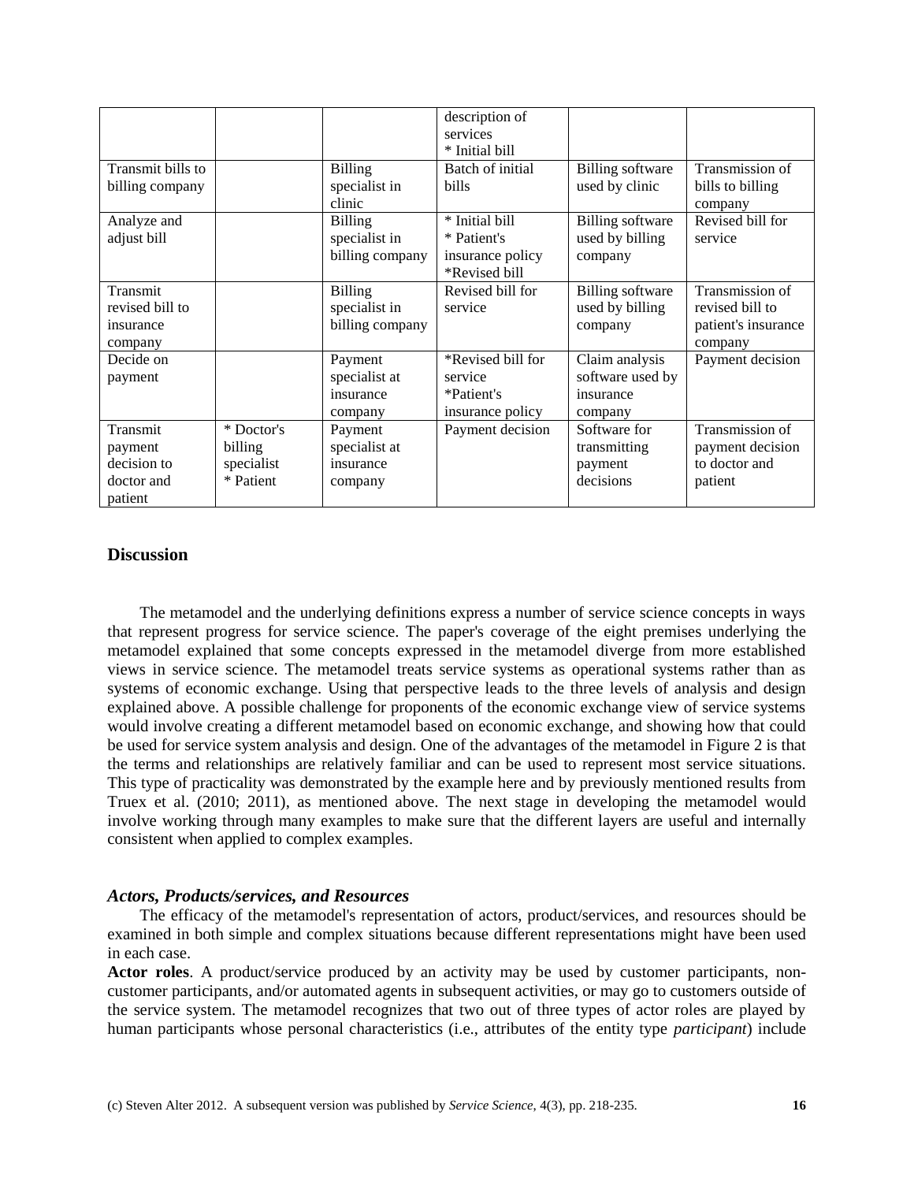| | | | description of services<br>* Initial bill | | |
|---|---|---|---|---|---|
| Transmit bills to billing company | | Billing specialist in clinic | Batch of initial bills | Billing software used by clinic | Transmission of bills to billing company |
| Analyze and adjust bill | | Billing specialist in billing company | * Initial bill<br>* Patient's insurance policy<br>*Revised bill | Billing software used by billing company | Revised bill for service |
| Transmit revised bill to insurance company | | Billing specialist in billing company | Revised bill for service | Billing software used by billing company | Transmission of revised bill to patient's insurance company |
| Decide on payment | | Payment specialist at insurance company | *Revised bill for service<br>*Patient's insurance policy | Claim analysis software used by insurance company | Payment decision |
| Transmit payment decision to doctor and patient | * Doctor's billing specialist<br>* Patient | Payment specialist at insurance company | Payment decision | Software for transmitting payment decisions | Transmission of payment decision to doctor and patient |

## Discussion

The metamodel and the underlying definitions express a number of service science concepts in ways that represent progress for service science. The paper's coverage of the eight premises underlying the metamodel explained that some concepts expressed in the metamodel diverge from more established views in service science. The metamodel treats service systems as operational systems rather than as systems of economic exchange. Using that perspective leads to the three levels of analysis and design explained above. A possible challenge for proponents of the economic exchange view of service systems would involve creating a different metamodel based on economic exchange, and showing how that could be used for service system analysis and design. One of the advantages of the metamodel in Figure 2 is that the terms and relationships are relatively familiar and can be used to represent most service situations. This type of practicality was demonstrated by the example here and by previously mentioned results from Truex et al. (2010; 2011), as mentioned above. The next stage in developing the metamodel would involve working through many examples to make sure that the different layers are useful and internally consistent when applied to complex examples.

### *Actors, Products/services, and Resources*

The efficacy of the metamodel's representation of actors, product/services, and resources should be examined in both simple and complex situations because different representations might have been used in each case.

**Actor roles**. A product/service produced by an activity may be used by customer participants, non-customer participants, and/or automated agents in subsequent activities, or may go to customers outside of the service system. The metamodel recognizes that two out of three types of actor roles are played by human participants whose personal characteristics (i.e., attributes of the entity type *participant*) include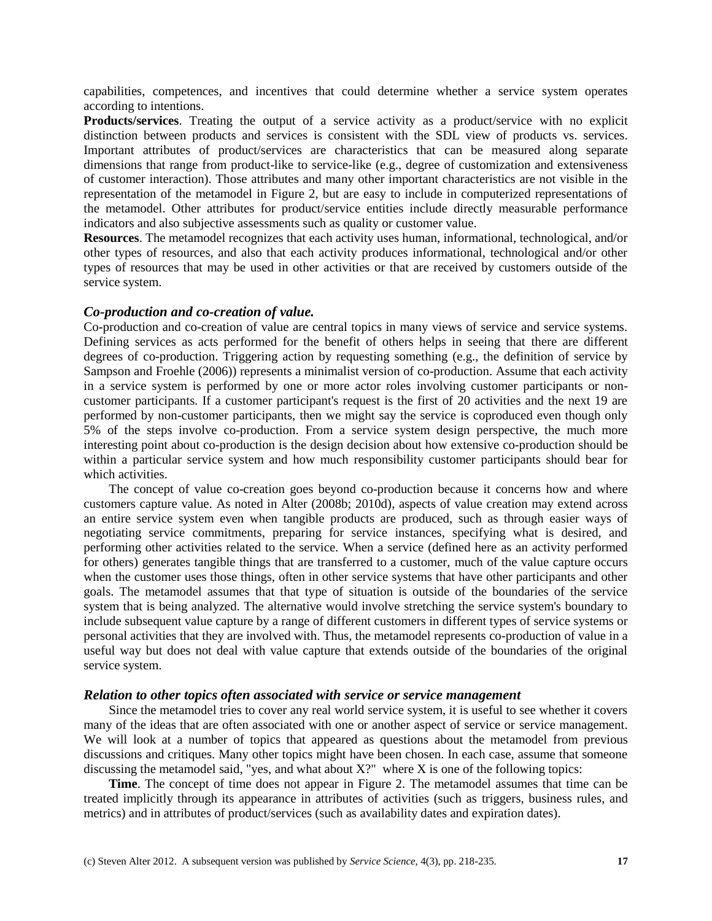capabilities, competences, and incentives that could determine whether a service system operates according to intentions.

**Products/services**. Treating the output of a service activity as a product/service with no explicit distinction between products and services is consistent with the SDL view of products vs. services. Important attributes of product/services are characteristics that can be measured along separate dimensions that range from product-like to service-like (e.g., degree of customization and extensiveness of customer interaction). Those attributes and many other important characteristics are not visible in the representation of the metamodel in Figure 2, but are easy to include in computerized representations of the metamodel. Other attributes for product/service entities include directly measurable performance indicators and also subjective assessments such as quality or customer value.

**Resources**. The metamodel recognizes that each activity uses human, informational, technological, and/or other types of resources, and also that each activity produces informational, technological and/or other types of resources that may be used in other activities or that are received by customers outside of the service system.

### *Co-production and co-creation of value.*

Co-production and co-creation of value are central topics in many views of service and service systems. Defining services as acts performed for the benefit of others helps in seeing that there are different degrees of co-production. Triggering action by requesting something (e.g., the definition of service by Sampson and Froehle (2006)) represents a minimalist version of co-production. Assume that each activity in a service system is performed by one or more actor roles involving customer participants or non-customer participants. If a customer participant's request is the first of 20 activities and the next 19 are performed by non-customer participants, then we might say the service is coproduced even though only 5% of the steps involve co-production. From a service system design perspective, the much more interesting point about co-production is the design decision about how extensive co-production should be within a particular service system and how much responsibility customer participants should bear for which activities.

The concept of value co-creation goes beyond co-production because it concerns how and where customers capture value. As noted in Alter (2008b; 2010d), aspects of value creation may extend across an entire service system even when tangible products are produced, such as through easier ways of negotiating service commitments, preparing for service instances, specifying what is desired, and performing other activities related to the service. When a service (defined here as an activity performed for others) generates tangible things that are transferred to a customer, much of the value capture occurs when the customer uses those things, often in other service systems that have other participants and other goals. The metamodel assumes that that type of situation is outside of the boundaries of the service system that is being analyzed. The alternative would involve stretching the service system's boundary to include subsequent value capture by a range of different customers in different types of service systems or personal activities that they are involved with. Thus, the metamodel represents co-production of value in a useful way but does not deal with value capture that extends outside of the boundaries of the original service system.

### *Relation to other topics often associated with service or service management*

Since the metamodel tries to cover any real world service system, it is useful to see whether it covers many of the ideas that are often associated with one or another aspect of service or service management. We will look at a number of topics that appeared as questions about the metamodel from previous discussions and critiques. Many other topics might have been chosen. In each case, assume that someone discussing the metamodel said, "yes, and what about X?" where X is one of the following topics:

**Time**. The concept of time does not appear in Figure 2. The metamodel assumes that time can be treated implicitly through its appearance in attributes of activities (such as triggers, business rules, and metrics) and in attributes of product/services (such as availability dates and expiration dates).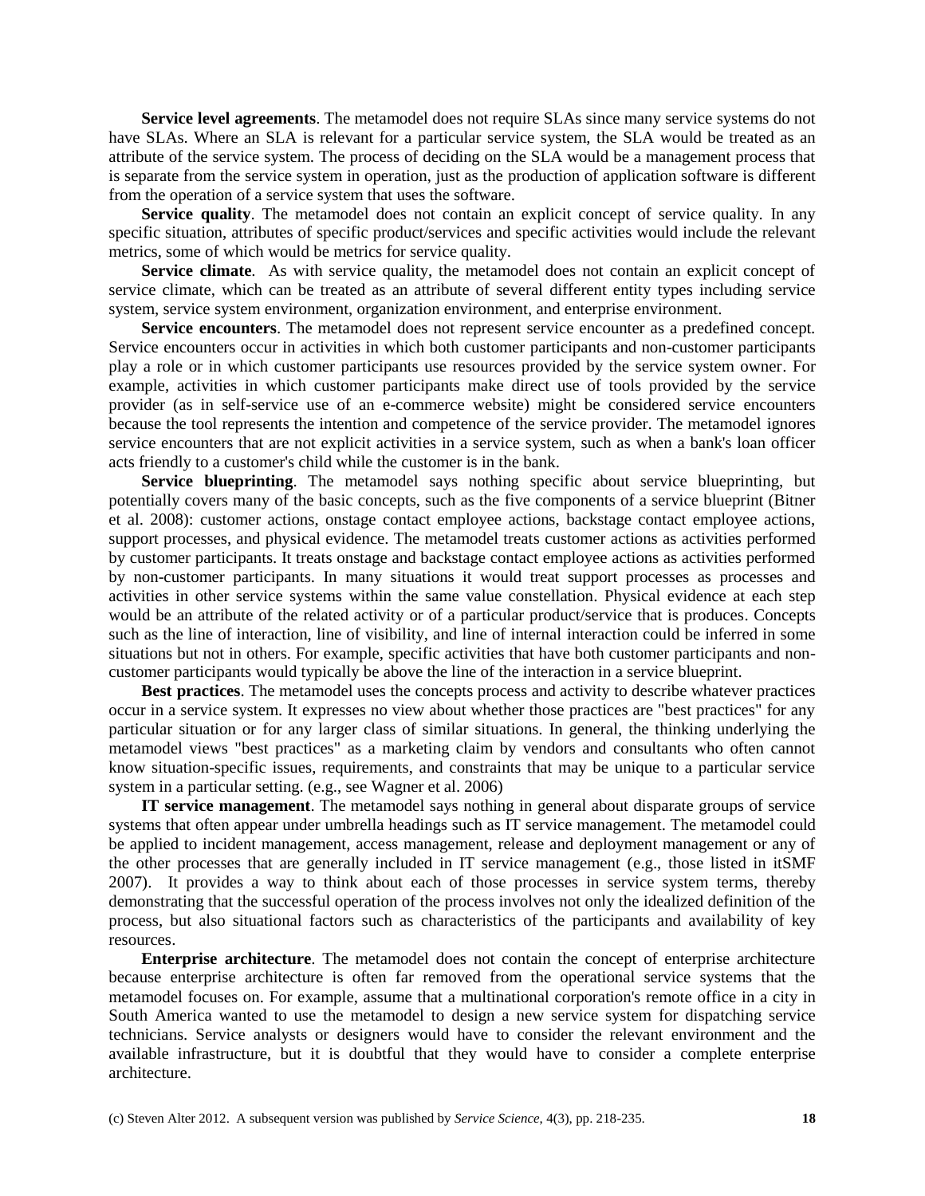**Service level agreements**. The metamodel does not require SLAs since many service systems do not have SLAs. Where an SLA is relevant for a particular service system, the SLA would be treated as an attribute of the service system. The process of deciding on the SLA would be a management process that is separate from the service system in operation, just as the production of application software is different from the operation of a service system that uses the software.

**Service quality**. The metamodel does not contain an explicit concept of service quality. In any specific situation, attributes of specific product/services and specific activities would include the relevant metrics, some of which would be metrics for service quality.

**Service climate**. As with service quality, the metamodel does not contain an explicit concept of service climate, which can be treated as an attribute of several different entity types including service system, service system environment, organization environment, and enterprise environment.

**Service encounters**. The metamodel does not represent service encounter as a predefined concept. Service encounters occur in activities in which both customer participants and non-customer participants play a role or in which customer participants use resources provided by the service system owner. For example, activities in which customer participants make direct use of tools provided by the service provider (as in self-service use of an e-commerce website) might be considered service encounters because the tool represents the intention and competence of the service provider. The metamodel ignores service encounters that are not explicit activities in a service system, such as when a bank's loan officer acts friendly to a customer's child while the customer is in the bank.

**Service blueprinting**. The metamodel says nothing specific about service blueprinting, but potentially covers many of the basic concepts, such as the five components of a service blueprint (Bitner et al. 2008): customer actions, onstage contact employee actions, backstage contact employee actions, support processes, and physical evidence. The metamodel treats customer actions as activities performed by customer participants. It treats onstage and backstage contact employee actions as activities performed by non-customer participants. In many situations it would treat support processes as processes and activities in other service systems within the same value constellation. Physical evidence at each step would be an attribute of the related activity or of a particular product/service that is produces. Concepts such as the line of interaction, line of visibility, and line of internal interaction could be inferred in some situations but not in others. For example, specific activities that have both customer participants and non-customer participants would typically be above the line of the interaction in a service blueprint.

**Best practices**. The metamodel uses the concepts process and activity to describe whatever practices occur in a service system. It expresses no view about whether those practices are "best practices" for any particular situation or for any larger class of similar situations. In general, the thinking underlying the metamodel views "best practices" as a marketing claim by vendors and consultants who often cannot know situation-specific issues, requirements, and constraints that may be unique to a particular service system in a particular setting. (e.g., see Wagner et al. 2006)

**IT service management**. The metamodel says nothing in general about disparate groups of service systems that often appear under umbrella headings such as IT service management. The metamodel could be applied to incident management, access management, release and deployment management or any of the other processes that are generally included in IT service management (e.g., those listed in itSMF 2007). It provides a way to think about each of those processes in service system terms, thereby demonstrating that the successful operation of the process involves not only the idealized definition of the process, but also situational factors such as characteristics of the participants and availability of key resources.

**Enterprise architecture**. The metamodel does not contain the concept of enterprise architecture because enterprise architecture is often far removed from the operational service systems that the metamodel focuses on. For example, assume that a multinational corporation's remote office in a city in South America wanted to use the metamodel to design a new service system for dispatching service technicians. Service analysts or designers would have to consider the relevant environment and the available infrastructure, but it is doubtful that they would have to consider a complete enterprise architecture.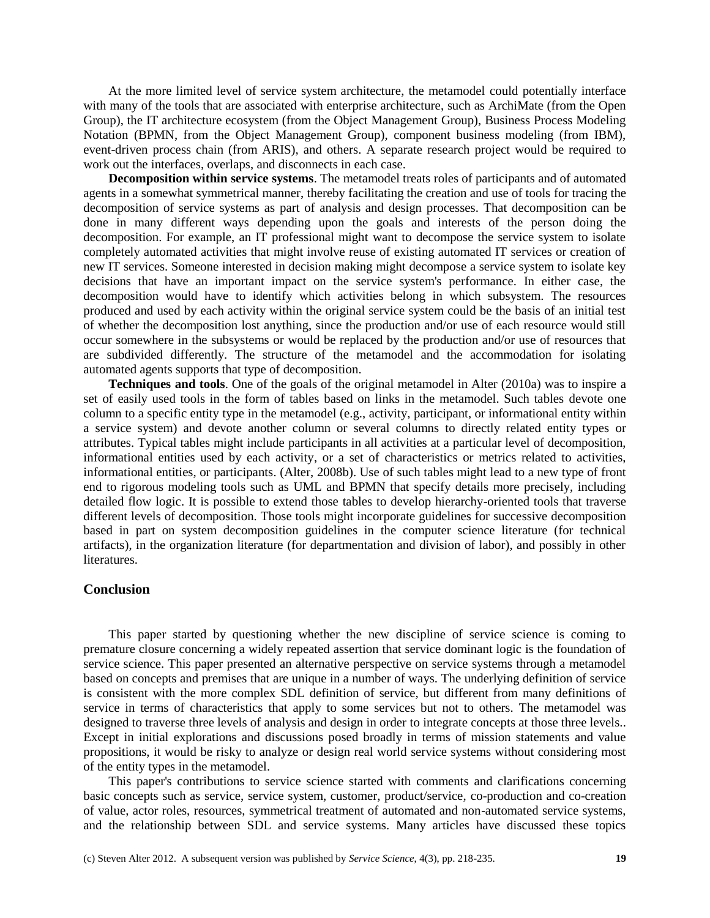At the more limited level of service system architecture, the metamodel could potentially interface with many of the tools that are associated with enterprise architecture, such as ArchiMate (from the Open Group), the IT architecture ecosystem (from the Object Management Group), Business Process Modeling Notation (BPMN, from the Object Management Group), component business modeling (from IBM), event-driven process chain (from ARIS), and others. A separate research project would be required to work out the interfaces, overlaps, and disconnects in each case.

**Decomposition within service systems**. The metamodel treats roles of participants and of automated agents in a somewhat symmetrical manner, thereby facilitating the creation and use of tools for tracing the decomposition of service systems as part of analysis and design processes. That decomposition can be done in many different ways depending upon the goals and interests of the person doing the decomposition. For example, an IT professional might want to decompose the service system to isolate completely automated activities that might involve reuse of existing automated IT services or creation of new IT services. Someone interested in decision making might decompose a service system to isolate key decisions that have an important impact on the service system's performance. In either case, the decomposition would have to identify which activities belong in which subsystem. The resources produced and used by each activity within the original service system could be the basis of an initial test of whether the decomposition lost anything, since the production and/or use of each resource would still occur somewhere in the subsystems or would be replaced by the production and/or use of resources that are subdivided differently. The structure of the metamodel and the accommodation for isolating automated agents supports that type of decomposition.

**Techniques and tools**. One of the goals of the original metamodel in Alter (2010a) was to inspire a set of easily used tools in the form of tables based on links in the metamodel. Such tables devote one column to a specific entity type in the metamodel (e.g., activity, participant, or informational entity within a service system) and devote another column or several columns to directly related entity types or attributes. Typical tables might include participants in all activities at a particular level of decomposition, informational entities used by each activity, or a set of characteristics or metrics related to activities, informational entities, or participants. (Alter, 2008b). Use of such tables might lead to a new type of front end to rigorous modeling tools such as UML and BPMN that specify details more precisely, including detailed flow logic. It is possible to extend those tables to develop hierarchy-oriented tools that traverse different levels of decomposition. Those tools might incorporate guidelines for successive decomposition based in part on system decomposition guidelines in the computer science literature (for technical artifacts), in the organization literature (for departmentation and division of labor), and possibly in other literatures.

## Conclusion

This paper started by questioning whether the new discipline of service science is coming to premature closure concerning a widely repeated assertion that service dominant logic is the foundation of service science. This paper presented an alternative perspective on service systems through a metamodel based on concepts and premises that are unique in a number of ways. The underlying definition of service is consistent with the more complex SDL definition of service, but different from many definitions of service in terms of characteristics that apply to some services but not to others. The metamodel was designed to traverse three levels of analysis and design in order to integrate concepts at those three levels.. Except in initial explorations and discussions posed broadly in terms of mission statements and value propositions, it would be risky to analyze or design real world service systems without considering most of the entity types in the metamodel.

This paper's contributions to service science started with comments and clarifications concerning basic concepts such as service, service system, customer, product/service, co-production and co-creation of value, actor roles, resources, symmetrical treatment of automated and non-automated service systems, and the relationship between SDL and service systems. Many articles have discussed these topics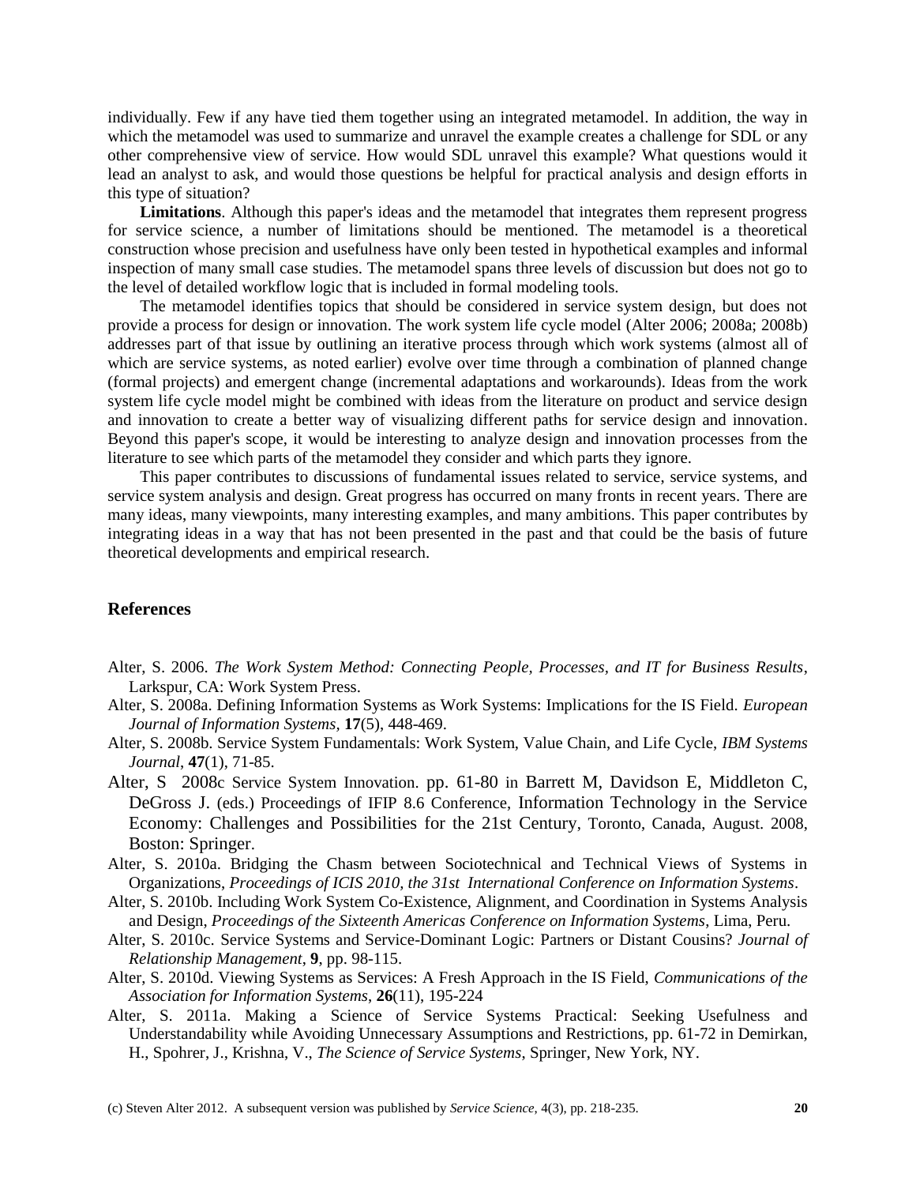individually. Few if any have tied them together using an integrated metamodel. In addition, the way in which the metamodel was used to summarize and unravel the example creates a challenge for SDL or any other comprehensive view of service. How would SDL unravel this example? What questions would it lead an analyst to ask, and would those questions be helpful for practical analysis and design efforts in this type of situation?

**Limitations**. Although this paper's ideas and the metamodel that integrates them represent progress for service science, a number of limitations should be mentioned. The metamodel is a theoretical construction whose precision and usefulness have only been tested in hypothetical examples and informal inspection of many small case studies. The metamodel spans three levels of discussion but does not go to the level of detailed workflow logic that is included in formal modeling tools.

The metamodel identifies topics that should be considered in service system design, but does not provide a process for design or innovation. The work system life cycle model (Alter 2006; 2008a; 2008b) addresses part of that issue by outlining an iterative process through which work systems (almost all of which are service systems, as noted earlier) evolve over time through a combination of planned change (formal projects) and emergent change (incremental adaptations and workarounds). Ideas from the work system life cycle model might be combined with ideas from the literature on product and service design and innovation to create a better way of visualizing different paths for service design and innovation. Beyond this paper's scope, it would be interesting to analyze design and innovation processes from the literature to see which parts of the metamodel they consider and which parts they ignore.

This paper contributes to discussions of fundamental issues related to service, service systems, and service system analysis and design. Great progress has occurred on many fronts in recent years. There are many ideas, many viewpoints, many interesting examples, and many ambitions. This paper contributes by integrating ideas in a way that has not been presented in the past and that could be the basis of future theoretical developments and empirical research.

## References

Alter, S. 2006. *The Work System Method: Connecting People, Processes, and IT for Business Results*, Larkspur, CA: Work System Press.

Alter, S. 2008a. Defining Information Systems as Work Systems: Implications for the IS Field. *European Journal of Information Systems*, **17**(5), 448-469.

Alter, S. 2008b. Service System Fundamentals: Work System, Value Chain, and Life Cycle, *IBM Systems Journal*, **47**(1), 71-85.

Alter, S 2008c Service System Innovation. pp. 61-80 in Barrett M, Davidson E, Middleton C, DeGross J. (eds.) Proceedings of IFIP 8.6 Conference, Information Technology in the Service Economy: Challenges and Possibilities for the 21st Century, Toronto, Canada, August. 2008, Boston: Springer.

Alter, S. 2010a. Bridging the Chasm between Sociotechnical and Technical Views of Systems in Organizations, *Proceedings of ICIS 2010, the 31st International Conference on Information Systems*.

Alter, S. 2010b. Including Work System Co-Existence, Alignment, and Coordination in Systems Analysis and Design, *Proceedings of the Sixteenth Americas Conference on Information Systems*, Lima, Peru.

Alter, S. 2010c. Service Systems and Service-Dominant Logic: Partners or Distant Cousins? *Journal of Relationship Management*, **9**, pp. 98-115.

Alter, S. 2010d. Viewing Systems as Services: A Fresh Approach in the IS Field, *Communications of the Association for Information Systems*, **26**(11), 195-224

Alter, S. 2011a. Making a Science of Service Systems Practical: Seeking Usefulness and Understandability while Avoiding Unnecessary Assumptions and Restrictions, pp. 61-72 in Demirkan, H., Spohrer, J., Krishna, V., *The Science of Service Systems*, Springer, New York, NY.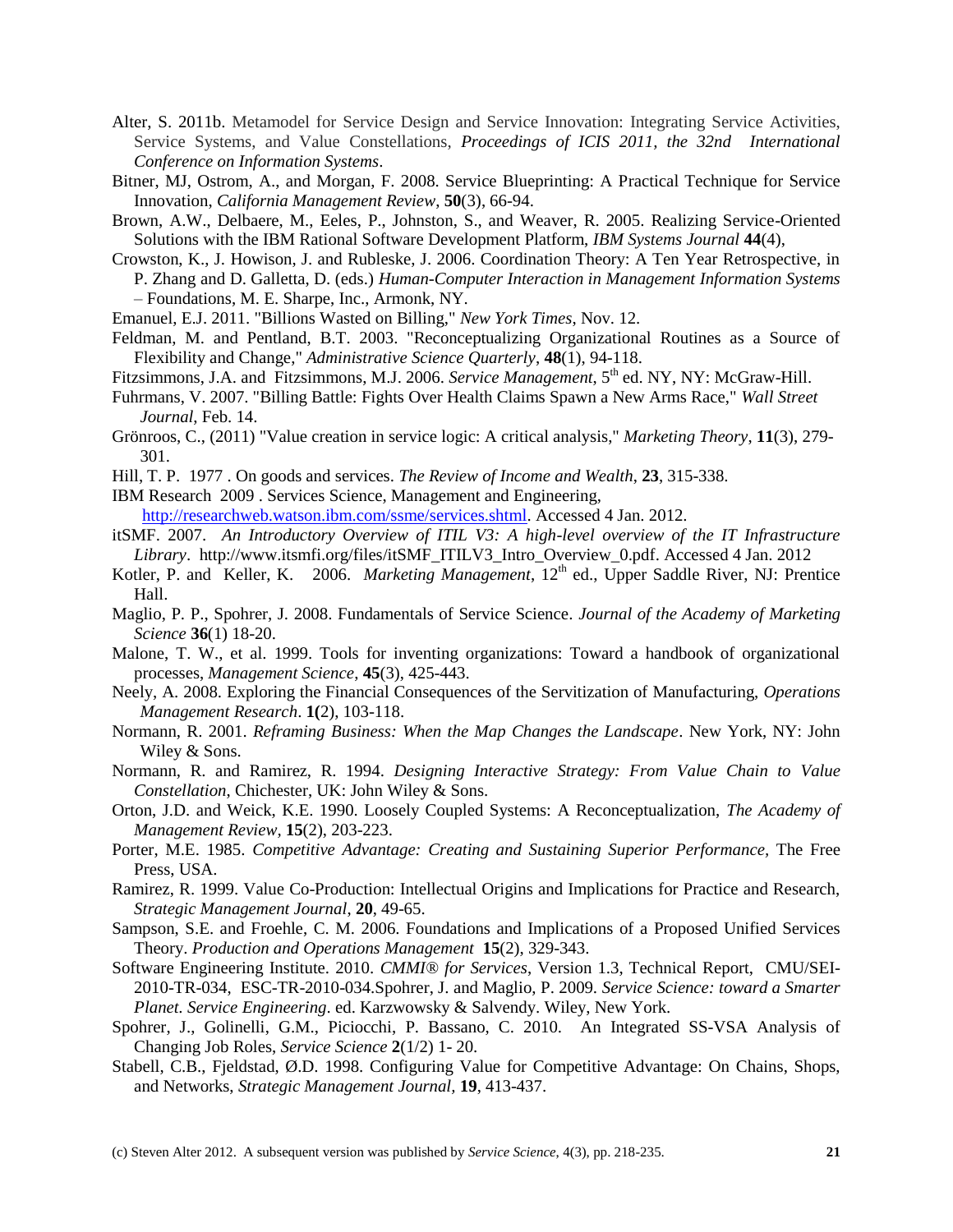Alter, S. 2011b. Metamodel for Service Design and Service Innovation: Integrating Service Activities, Service Systems, and Value Constellations, *Proceedings of ICIS 2011, the 32nd International Conference on Information Systems*.

Bitner, MJ, Ostrom, A., and Morgan, F. 2008. Service Blueprinting: A Practical Technique for Service Innovation, *California Management Review*, **50**(3), 66-94.

Brown, A.W., Delbaere, M., Eeles, P., Johnston, S., and Weaver, R. 2005. Realizing Service-Oriented Solutions with the IBM Rational Software Development Platform, *IBM Systems Journal* **44**(4),

Crowston, K., J. Howison, J. and Rubleske, J. 2006. Coordination Theory: A Ten Year Retrospective, in P. Zhang and D. Galletta, D. (eds.) *Human-Computer Interaction in Management Information Systems* – Foundations, M. E. Sharpe, Inc., Armonk, NY.

Emanuel, E.J. 2011. "Billions Wasted on Billing," *New York Times*, Nov. 12.

Feldman, M. and Pentland, B.T. 2003. "Reconceptualizing Organizational Routines as a Source of Flexibility and Change," *Administrative Science Quarterly*, **48**(1), 94-118.

Fitzsimmons, J.A. and Fitzsimmons, M.J. 2006. *Service Management*, 5th ed. NY, NY: McGraw-Hill.

Fuhrmans, V. 2007. "Billing Battle: Fights Over Health Claims Spawn a New Arms Race," *Wall Street Journal*, Feb. 14.

Grönroos, C., (2011) "Value creation in service logic: A critical analysis," *Marketing Theory*, **11**(3), 279-301.

Hill, T. P. 1977 . On goods and services. *The Review of Income and Wealth*, **23**, 315-338.

IBM Research 2009 . Services Science, Management and Engineering, http://researchweb.watson.ibm.com/ssme/services.shtml. Accessed 4 Jan. 2012.

itSMF. 2007. *An Introductory Overview of ITIL V3: A high-level overview of the IT Infrastructure Library*. http://www.itsmfi.org/files/itSMF_ITILV3_Intro_Overview_0.pdf. Accessed 4 Jan. 2012

Kotler, P. and Keller, K. 2006. *Marketing Management*, 12th ed., Upper Saddle River, NJ: Prentice Hall.

Maglio, P. P., Spohrer, J. 2008. Fundamentals of Service Science. *Journal of the Academy of Marketing Science* **36**(1) 18-20.

Malone, T. W., et al. 1999. Tools for inventing organizations: Toward a handbook of organizational processes, *Management Science*, **45**(3), 425-443.

Neely, A. 2008. Exploring the Financial Consequences of the Servitization of Manufacturing, *Operations Management Research*. **1(**2), 103-118.

Normann, R. 2001. *Reframing Business: When the Map Changes the Landscape*. New York, NY: John Wiley & Sons.

Normann, R. and Ramirez, R. 1994. *Designing Interactive Strategy: From Value Chain to Value Constellation*, Chichester, UK: John Wiley & Sons.

Orton, J.D. and Weick, K.E. 1990. Loosely Coupled Systems: A Reconceptualization, *The Academy of Management Review*, **15**(2), 203-223.

Porter, M.E. 1985. *Competitive Advantage: Creating and Sustaining Superior Performance,* The Free Press, USA.

Ramirez, R. 1999. Value Co-Production: Intellectual Origins and Implications for Practice and Research, *Strategic Management Journal*, **20**, 49-65.

Sampson, S.E. and Froehle, C. M. 2006. Foundations and Implications of a Proposed Unified Services Theory. *Production and Operations Management* **15**(2), 329-343.

Software Engineering Institute. 2010. *CMMI® for Services*, Version 1.3, Technical Report, CMU/SEI-2010-TR-034, ESC-TR-2010-034.Spohrer, J. and Maglio, P. 2009. *Service Science: toward a Smarter Planet*. *Service Engineering*. ed. Karzwowsky & Salvendy. Wiley, New York.

Spohrer, J., Golinelli, G.M., Piciocchi, P. Bassano, C. 2010. An Integrated SS-VSA Analysis of Changing Job Roles, *Service Science* **2**(1/2) 1- 20.

Stabell, C.B., Fjeldstad, Ø.D. 1998. Configuring Value for Competitive Advantage: On Chains, Shops, and Networks, *Strategic Management Journal*, **19**, 413-437.

(c) Steven Alter 2012. A subsequent version was published by *Service Science*, 4(3), pp. 218-235.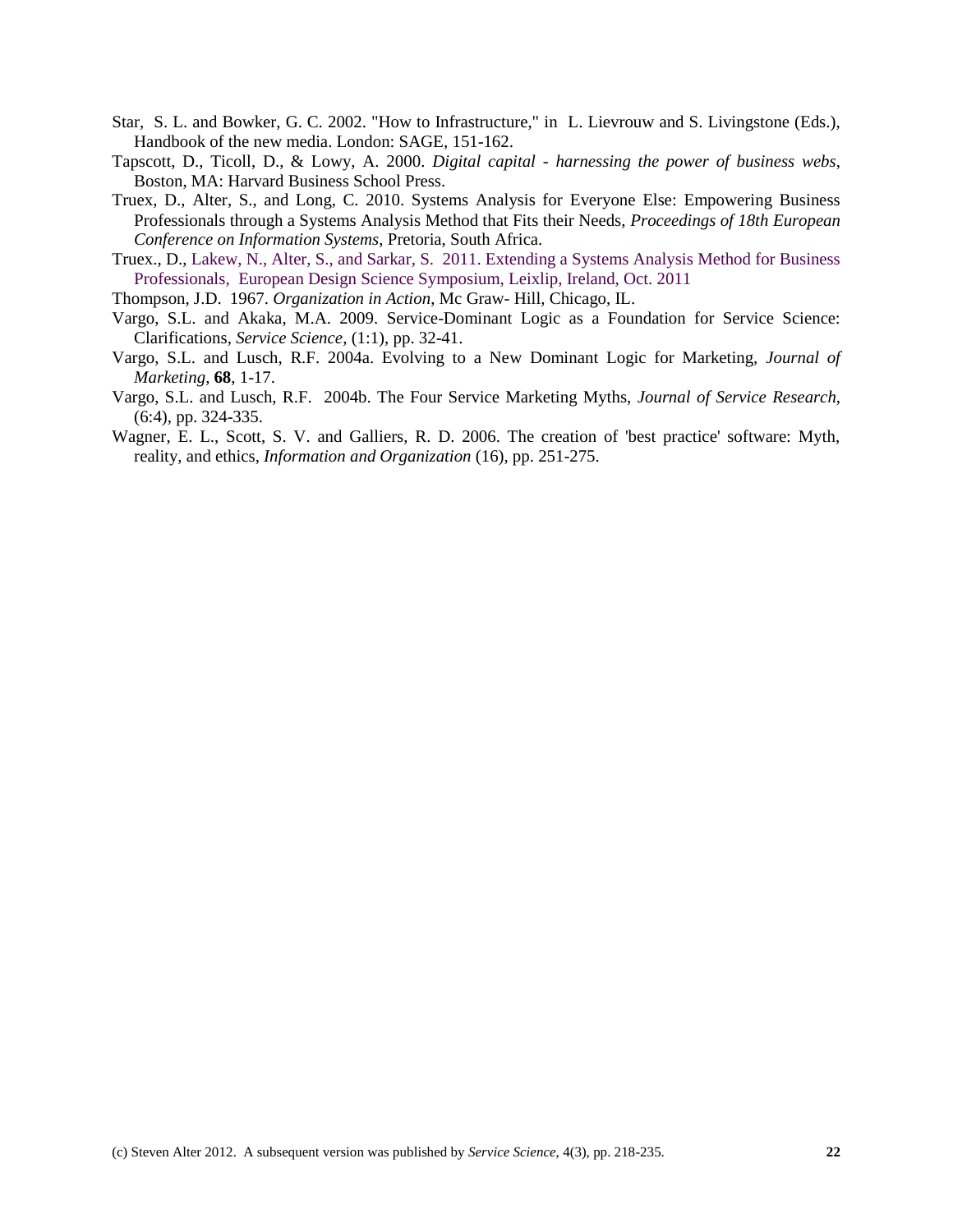Star, S. L. and Bowker, G. C. 2002. "How to Infrastructure," in L. Lievrouw and S. Livingstone (Eds.), Handbook of the new media. London: SAGE, 151-162.

Tapscott, D., Ticoll, D., & Lowy, A. 2000. *Digital capital - harnessing the power of business webs*, Boston, MA: Harvard Business School Press.

Truex, D., Alter, S., and Long, C. 2010. Systems Analysis for Everyone Else: Empowering Business Professionals through a Systems Analysis Method that Fits their Needs, *Proceedings of 18th European Conference on Information Systems*, Pretoria, South Africa.

Truex., D., Lakew, N., Alter, S., and Sarkar, S. 2011. Extending a Systems Analysis Method for Business Professionals, European Design Science Symposium, Leixlip, Ireland, Oct. 2011

Thompson, J.D. 1967. *Organization in Action*, Mc Graw- Hill, Chicago, IL.

Vargo, S.L. and Akaka, M.A. 2009. Service-Dominant Logic as a Foundation for Service Science: Clarifications, *Service Science*, (1:1), pp. 32-41.

Vargo, S.L. and Lusch, R.F. 2004a. Evolving to a New Dominant Logic for Marketing, *Journal of Marketing*, **68**, 1-17.

Vargo, S.L. and Lusch, R.F. 2004b. The Four Service Marketing Myths, *Journal of Service Research*, (6:4), pp. 324-335.

Wagner, E. L., Scott, S. V. and Galliers, R. D. 2006. The creation of 'best practice' software: Myth, reality, and ethics, *Information and Organization* (16), pp. 251-275.